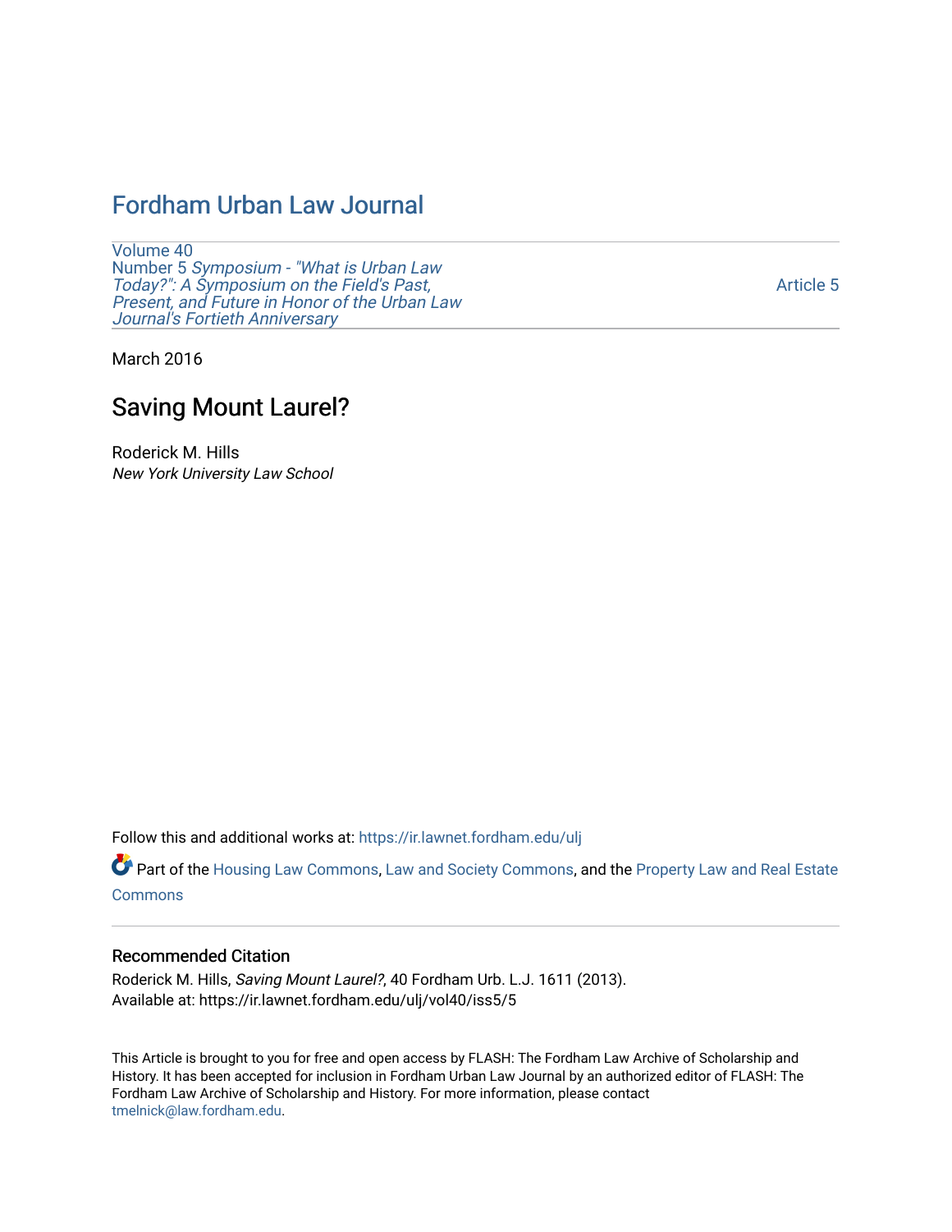# Fordham Urban Law Journal

Volume 40
Number 5 *Symposium - "What is Urban Law Today?": A Symposium on the Field's Past, Present, and Future in Honor of the Urban Law Journal's Fortieth Anniversary*

Article 5

March 2016

## Saving Mount Laurel?

Roderick M. Hills
*New York University Law School*

Follow this and additional works at: https://ir.lawnet.fordham.edu/ulj

Part of the Housing Law Commons, Law and Society Commons, and the Property Law and Real Estate Commons

### Recommended Citation

Roderick M. Hills, *Saving Mount Laurel?*, 40 Fordham Urb. L.J. 1611 (2013).
Available at: https://ir.lawnet.fordham.edu/ulj/vol40/iss5/5

This Article is brought to you for free and open access by FLASH: The Fordham Law Archive of Scholarship and History. It has been accepted for inclusion in Fordham Urban Law Journal by an authorized editor of FLASH: The Fordham Law Archive of Scholarship and History. For more information, please contact tmelnick@law.fordham.edu.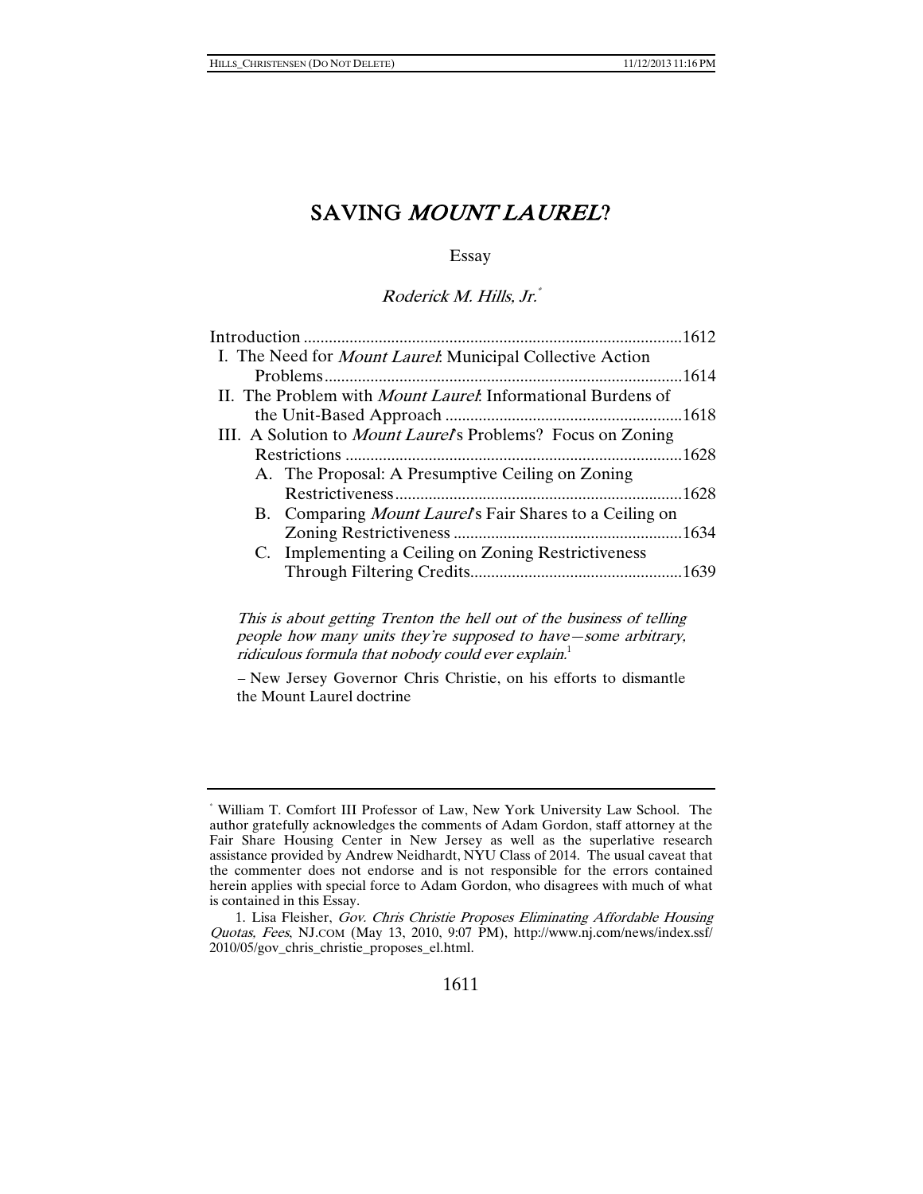# SAVING *MOUNT LAUREL*?

Essay

*Roderick M. Hills, Jr.*[*]

| | |
|---|---|
| Introduction | 1612 |
| I. The Need for *Mount Laurel*: Municipal Collective Action Problems | 1614 |
| II. The Problem with *Mount Laurel*: Informational Burdens of the Unit-Based Approach | 1618 |
| III. A Solution to *Mount Laurel*'s Problems? Focus on Zoning Restrictions | 1628 |
| A. The Proposal: A Presumptive Ceiling on Zoning Restrictiveness | 1628 |
| B. Comparing *Mount Laurel*'s Fair Shares to a Ceiling on Zoning Restrictiveness | 1634 |
| C. Implementing a Ceiling on Zoning Restrictiveness Through Filtering Credits | 1639 |

> *This is about getting Trenton the hell out of the business of telling people how many units they're supposed to have—some arbitrary, ridiculous formula that nobody could ever explain.*[1]
>
> – New Jersey Governor Chris Christie, on his efforts to dismantle the Mount Laurel doctrine

---

[*] William T. Comfort III Professor of Law, New York University Law School. The author gratefully acknowledges the comments of Adam Gordon, staff attorney at the Fair Share Housing Center in New Jersey as well as the superlative research assistance provided by Andrew Neidhardt, NYU Class of 2014. The usual caveat that the commenter does not endorse and is not responsible for the errors contained herein applies with special force to Adam Gordon, who disagrees with much of what is contained in this Essay.

1. Lisa Fleisher, *Gov. Chris Christie Proposes Eliminating Affordable Housing Quotas, Fees*, NJ.COM (May 13, 2010, 9:07 PM), http://www.nj.com/news/index.ssf/2010/05/gov_chris_christie_proposes_el.html.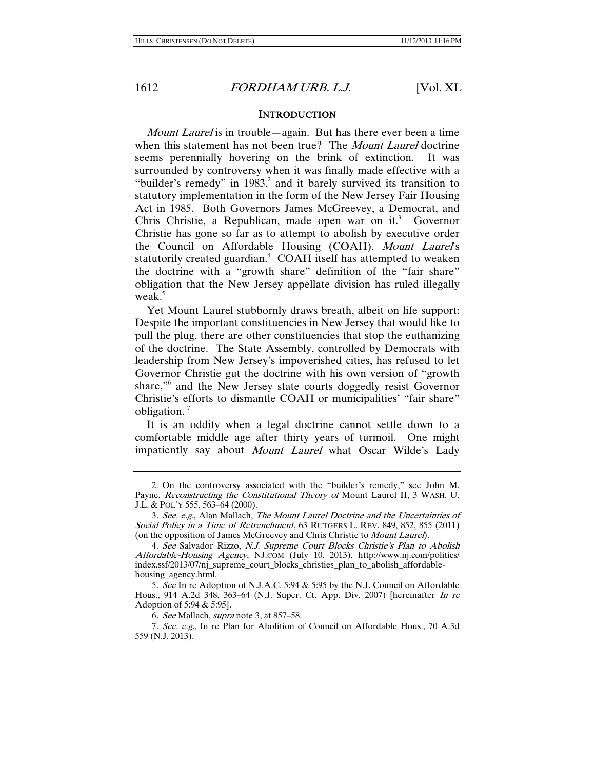## INTRODUCTION

*Mount Laurel* is in trouble—again. But has there ever been a time when this statement has not been true? The *Mount Laurel* doctrine seems perennially hovering on the brink of extinction. It was surrounded by controversy when it was finally made effective with a "builder's remedy" in 1983,[2] and it barely survived its transition to statutory implementation in the form of the New Jersey Fair Housing Act in 1985. Both Governors James McGreevey, a Democrat, and Chris Christie, a Republican, made open war on it.[3] Governor Christie has gone so far as to attempt to abolish by executive order the Council on Affordable Housing (COAH), *Mount Laurel*'s statutorily created guardian.[4] COAH itself has attempted to weaken the doctrine with a "growth share" definition of the "fair share" obligation that the New Jersey appellate division has ruled illegally weak.[5]

Yet Mount Laurel stubbornly draws breath, albeit on life support: Despite the important constituencies in New Jersey that would like to pull the plug, there are other constituencies that stop the euthanizing of the doctrine. The State Assembly, controlled by Democrats with leadership from New Jersey's impoverished cities, has refused to let Governor Christie gut the doctrine with his own version of "growth share,"[6] and the New Jersey state courts doggedly resist Governor Christie's efforts to dismantle COAH or municipalities' "fair share" obligation.[7]

It is an oddity when a legal doctrine cannot settle down to a comfortable middle age after thirty years of turmoil. One might impatiently say about *Mount Laurel* what Oscar Wilde's Lady

---

2. On the controversy associated with the "builder's remedy," see John M. Payne, *Reconstructing the Constitutional Theory of* Mount Laurel II, 3 WASH. U. J.L. & POL'Y 555, 563–64 (2000).

3. *See, e.g.*, Alan Mallach, *The Mount Laurel Doctrine and the Uncertainties of Social Policy in a Time of Retrenchment*, 63 RUTGERS L. REV. 849, 852, 855 (2011) (on the opposition of James McGreevey and Chris Christie to *Mount Laurel*).

4. *See* Salvador Rizzo, *N.J. Supreme Court Blocks Christie's Plan to Abolish Affordable-Housing Agency*, NJ.COM (July 10, 2013), http://www.nj.com/politics/index.ssf/2013/07/nj_supreme_court_blocks_christies_plan_to_abolish_affordable-housing_agency.html.

5. *See* In re Adoption of N.J.A.C. 5:94 & 5:95 by the N.J. Council on Affordable Hous., 914 A.2d 348, 363–64 (N.J. Super. Ct. App. Div. 2007) [hereinafter *In re* Adoption of 5:94 & 5:95].

6. *See* Mallach, *supra* note 3, at 857–58.

7. *See, e.g.*, In re Plan for Abolition of Council on Affordable Hous., 70 A.3d 559 (N.J. 2013).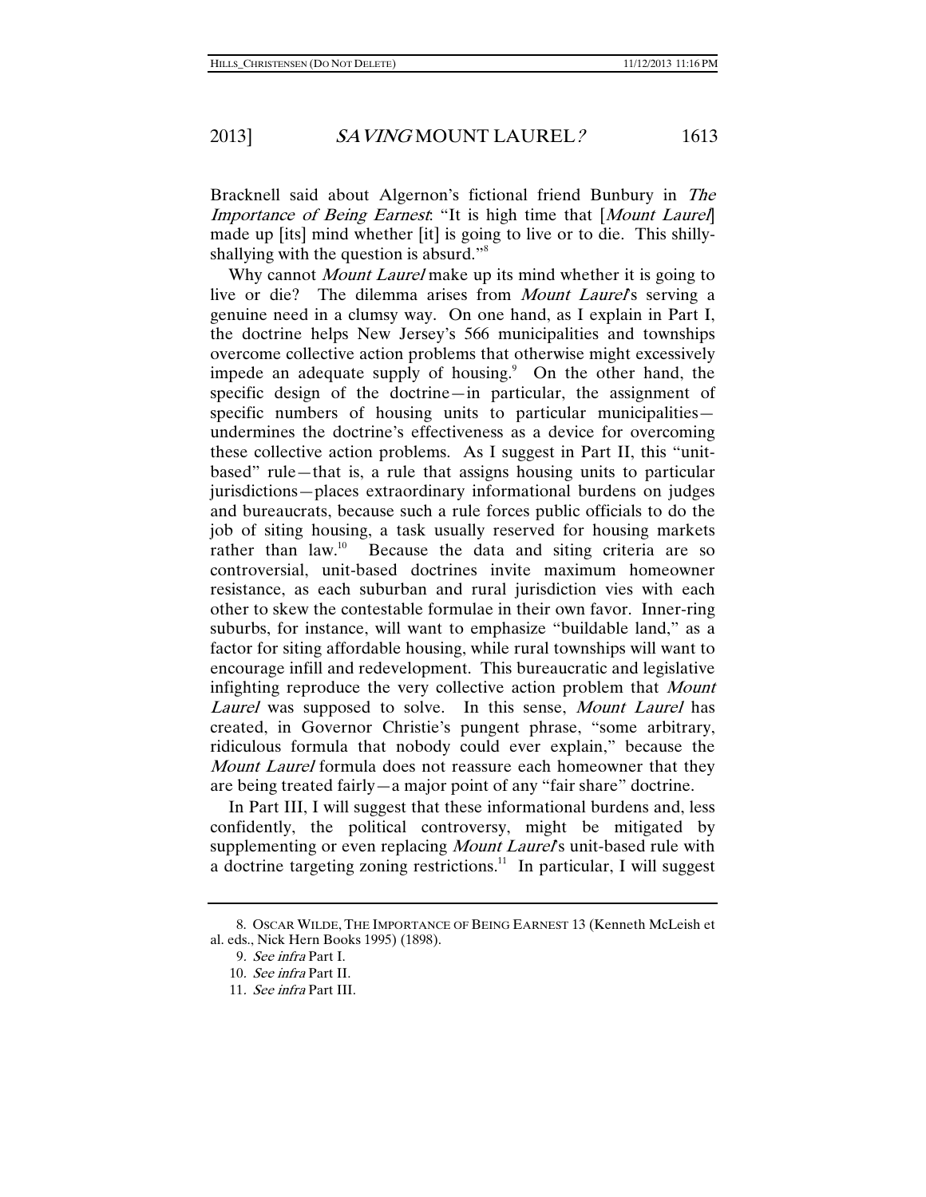Bracknell said about Algernon's fictional friend Bunbury in *The Importance of Being Earnest*: "It is high time that [*Mount Laurel*] made up [its] mind whether [it] is going to live or to die. This shilly-shallying with the question is absurd."[8]

Why cannot *Mount Laurel* make up its mind whether it is going to live or die? The dilemma arises from *Mount Laurel*'s serving a genuine need in a clumsy way. On one hand, as I explain in Part I, the doctrine helps New Jersey's 566 municipalities and townships overcome collective action problems that otherwise might excessively impede an adequate supply of housing.[9] On the other hand, the specific design of the doctrine—in particular, the assignment of specific numbers of housing units to particular municipalities—undermines the doctrine's effectiveness as a device for overcoming these collective action problems. As I suggest in Part II, this "unit-based" rule—that is, a rule that assigns housing units to particular jurisdictions—places extraordinary informational burdens on judges and bureaucrats, because such a rule forces public officials to do the job of siting housing, a task usually reserved for housing markets rather than law.[10] Because the data and siting criteria are so controversial, unit-based doctrines invite maximum homeowner resistance, as each suburban and rural jurisdiction vies with each other to skew the contestable formulae in their own favor. Inner-ring suburbs, for instance, will want to emphasize "buildable land," as a factor for siting affordable housing, while rural townships will want to encourage infill and redevelopment. This bureaucratic and legislative infighting reproduce the very collective action problem that *Mount Laurel* was supposed to solve. In this sense, *Mount Laurel* has created, in Governor Christie's pungent phrase, "some arbitrary, ridiculous formula that nobody could ever explain," because the *Mount Laurel* formula does not reassure each homeowner that they are being treated fairly—a major point of any "fair share" doctrine.

In Part III, I will suggest that these informational burdens and, less confidently, the political controversy, might be mitigated by supplementing or even replacing *Mount Laurel*'s unit-based rule with a doctrine targeting zoning restrictions.[11] In particular, I will suggest

---

8. OSCAR WILDE, THE IMPORTANCE OF BEING EARNEST 13 (Kenneth McLeish et al. eds., Nick Hern Books 1995) (1898).

9. *See infra* Part I.

10. *See infra* Part II.

11. *See infra* Part III.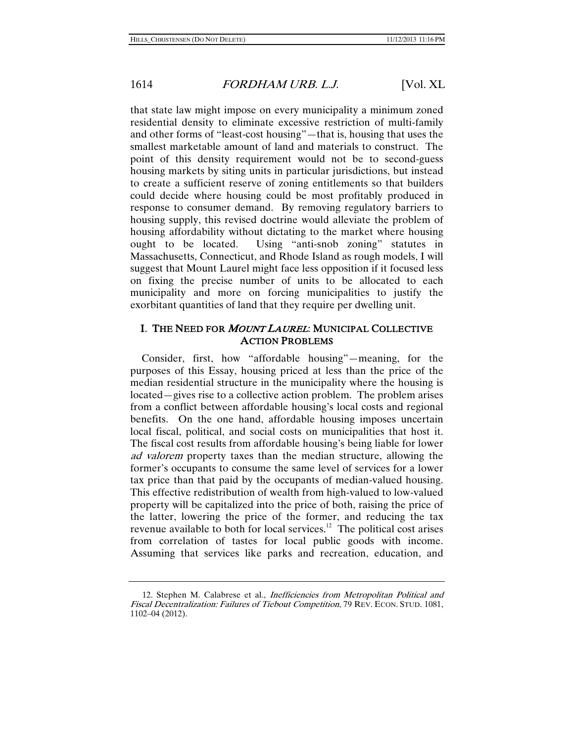that state law might impose on every municipality a minimum zoned residential density to eliminate excessive restriction of multi-family and other forms of "least-cost housing"—that is, housing that uses the smallest marketable amount of land and materials to construct. The point of this density requirement would not be to second-guess housing markets by siting units in particular jurisdictions, but instead to create a sufficient reserve of zoning entitlements so that builders could decide where housing could be most profitably produced in response to consumer demand. By removing regulatory barriers to housing supply, this revised doctrine would alleviate the problem of housing affordability without dictating to the market where housing ought to be located. Using "anti-snob zoning" statutes in Massachusetts, Connecticut, and Rhode Island as rough models, I will suggest that Mount Laurel might face less opposition if it focused less on fixing the precise number of units to be allocated to each municipality and more on forcing municipalities to justify the exorbitant quantities of land that they require per dwelling unit.

## I. THE NEED FOR *MOUNT LAUREL*: MUNICIPAL COLLECTIVE ACTION PROBLEMS

Consider, first, how "affordable housing"—meaning, for the purposes of this Essay, housing priced at less than the price of the median residential structure in the municipality where the housing is located—gives rise to a collective action problem. The problem arises from a conflict between affordable housing's local costs and regional benefits. On the one hand, affordable housing imposes uncertain local fiscal, political, and social costs on municipalities that host it. The fiscal cost results from affordable housing's being liable for lower *ad valorem* property taxes than the median structure, allowing the former's occupants to consume the same level of services for a lower tax price than that paid by the occupants of median-valued housing. This effective redistribution of wealth from high-valued to low-valued property will be capitalized into the price of both, raising the price of the latter, lowering the price of the former, and reducing the tax revenue available to both for local services.[12] The political cost arises from correlation of tastes for local public goods with income. Assuming that services like parks and recreation, education, and

12. Stephen M. Calabrese et al., *Inefficiencies from Metropolitan Political and Fiscal Decentralization: Failures of Tiebout Competition*, 79 REV. ECON. STUD. 1081, 1102–04 (2012).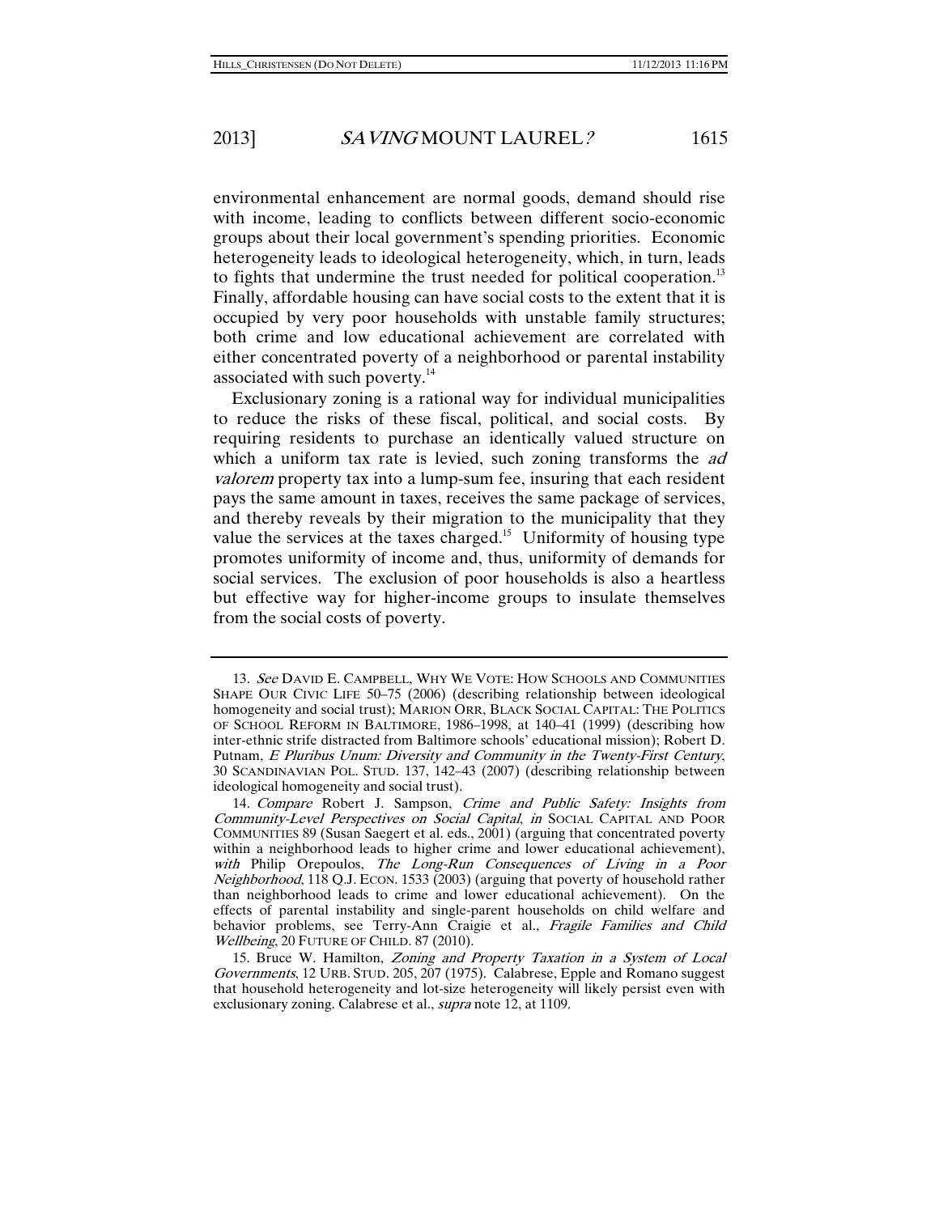environmental enhancement are normal goods, demand should rise with income, leading to conflicts between different socio-economic groups about their local government's spending priorities. Economic heterogeneity leads to ideological heterogeneity, which, in turn, leads to fights that undermine the trust needed for political cooperation.[13] Finally, affordable housing can have social costs to the extent that it is occupied by very poor households with unstable family structures; both crime and low educational achievement are correlated with either concentrated poverty of a neighborhood or parental instability associated with such poverty.[14]

Exclusionary zoning is a rational way for individual municipalities to reduce the risks of these fiscal, political, and social costs. By requiring residents to purchase an identically valued structure on which a uniform tax rate is levied, such zoning transforms the *ad valorem* property tax into a lump-sum fee, insuring that each resident pays the same amount in taxes, receives the same package of services, and thereby reveals by their migration to the municipality that they value the services at the taxes charged.[15] Uniformity of housing type promotes uniformity of income and, thus, uniformity of demands for social services. The exclusion of poor households is also a heartless but effective way for higher-income groups to insulate themselves from the social costs of poverty.

---

13. *See* DAVID E. CAMPBELL, WHY WE VOTE: HOW SCHOOLS AND COMMUNITIES SHAPE OUR CIVIC LIFE 50–75 (2006) (describing relationship between ideological homogeneity and social trust); MARION ORR, BLACK SOCIAL CAPITAL: THE POLITICS OF SCHOOL REFORM IN BALTIMORE, 1986–1998, at 140–41 (1999) (describing how inter-ethnic strife distracted from Baltimore schools' educational mission); Robert D. Putnam, *E Pluribus Unum: Diversity and Community in the Twenty-First Century*, 30 SCANDINAVIAN POL. STUD. 137, 142–43 (2007) (describing relationship between ideological homogeneity and social trust).

14. *Compare* Robert J. Sampson, *Crime and Public Safety: Insights from Community-Level Perspectives on Social Capital*, *in* SOCIAL CAPITAL AND POOR COMMUNITIES 89 (Susan Saegert et al. eds., 2001) (arguing that concentrated poverty within a neighborhood leads to higher crime and lower educational achievement), *with* Philip Oreopoulos, *The Long-Run Consequences of Living in a Poor Neighborhood*, 118 Q.J. ECON. 1533 (2003) (arguing that poverty of household rather than neighborhood leads to crime and lower educational achievement). On the effects of parental instability and single-parent households on child welfare and behavior problems, see Terry-Ann Craigie et al., *Fragile Families and Child Wellbeing*, 20 FUTURE OF CHILD. 87 (2010).

15. Bruce W. Hamilton, *Zoning and Property Taxation in a System of Local Governments*, 12 URB. STUD. 205, 207 (1975). Calabrese, Epple and Romano suggest that household heterogeneity and lot-size heterogeneity will likely persist even with exclusionary zoning. Calabrese et al., *supra* note 12, at 1109.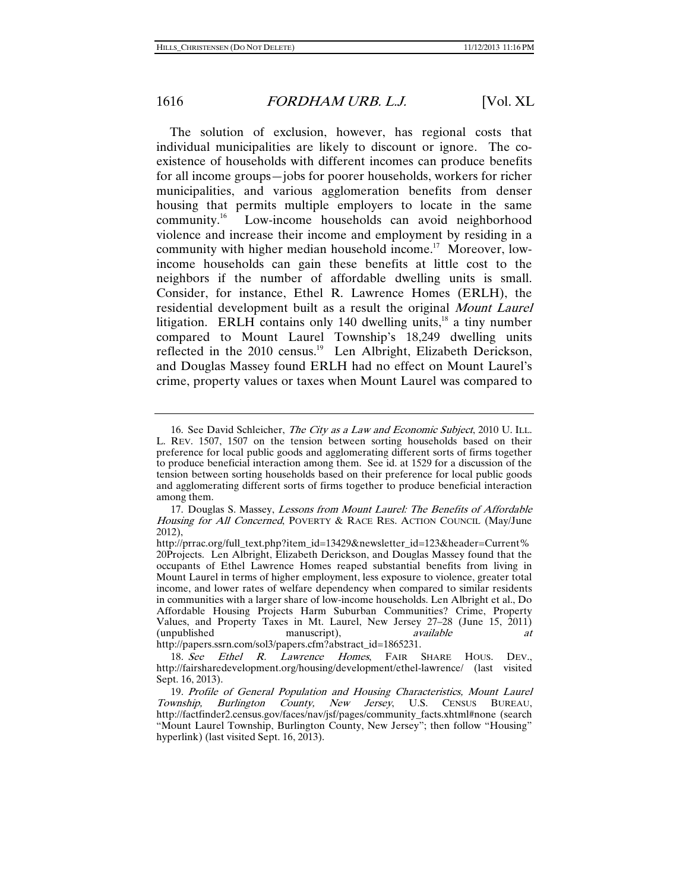The solution of exclusion, however, has regional costs that individual municipalities are likely to discount or ignore. The co-existence of households with different incomes can produce benefits for all income groups—jobs for poorer households, workers for richer municipalities, and various agglomeration benefits from denser housing that permits multiple employers to locate in the same community.[16] Low-income households can avoid neighborhood violence and increase their income and employment by residing in a community with higher median household income.[17] Moreover, low-income households can gain these benefits at little cost to the neighbors if the number of affordable dwelling units is small. Consider, for instance, Ethel R. Lawrence Homes (ERLH), the residential development built as a result the original *Mount Laurel* litigation. ERLH contains only 140 dwelling units,[18] a tiny number compared to Mount Laurel Township's 18,249 dwelling units reflected in the 2010 census.[19] Len Albright, Elizabeth Derickson, and Douglas Massey found ERLH had no effect on Mount Laurel's crime, property values or taxes when Mount Laurel was compared to

---

16. See David Schleicher, *The City as a Law and Economic Subject*, 2010 U. ILL. L. REV. 1507, 1507 on the tension between sorting households based on their preference for local public goods and agglomerating different sorts of firms together to produce beneficial interaction among them. See id. at 1529 for a discussion of the tension between sorting households based on their preference for local public goods and agglomerating different sorts of firms together to produce beneficial interaction among them.

17. Douglas S. Massey, *Lessons from Mount Laurel: The Benefits of Affordable Housing for All Concerned*, POVERTY & RACE RES. ACTION COUNCIL (May/June 2012), http://prrac.org/full_text.php?item_id=13429&newsletter_id=123&header=Current%20Projects. Len Albright, Elizabeth Derickson, and Douglas Massey found that the occupants of Ethel Lawrence Homes reaped substantial benefits from living in Mount Laurel in terms of higher employment, less exposure to violence, greater total income, and lower rates of welfare dependency when compared to similar residents in communities with a larger share of low-income households. Len Albright et al., Do Affordable Housing Projects Harm Suburban Communities? Crime, Property Values, and Property Taxes in Mt. Laurel, New Jersey 27–28 (June 15, 2011) (unpublished manuscript), *available at* http://papers.ssrn.com/sol3/papers.cfm?abstract_id=1865231.

18. *See Ethel R. Lawrence Homes*, FAIR SHARE HOUS. DEV., http://fairsharedevelopment.org/housing/development/ethel-lawrence/ (last visited Sept. 16, 2013).

19. *Profile of General Population and Housing Characteristics, Mount Laurel Township, Burlington County, New Jersey*, U.S. CENSUS BUREAU, http://factfinder2.census.gov/faces/nav/jsf/pages/community_facts.xhtml#none (search "Mount Laurel Township, Burlington County, New Jersey"; then follow "Housing" hyperlink) (last visited Sept. 16, 2013).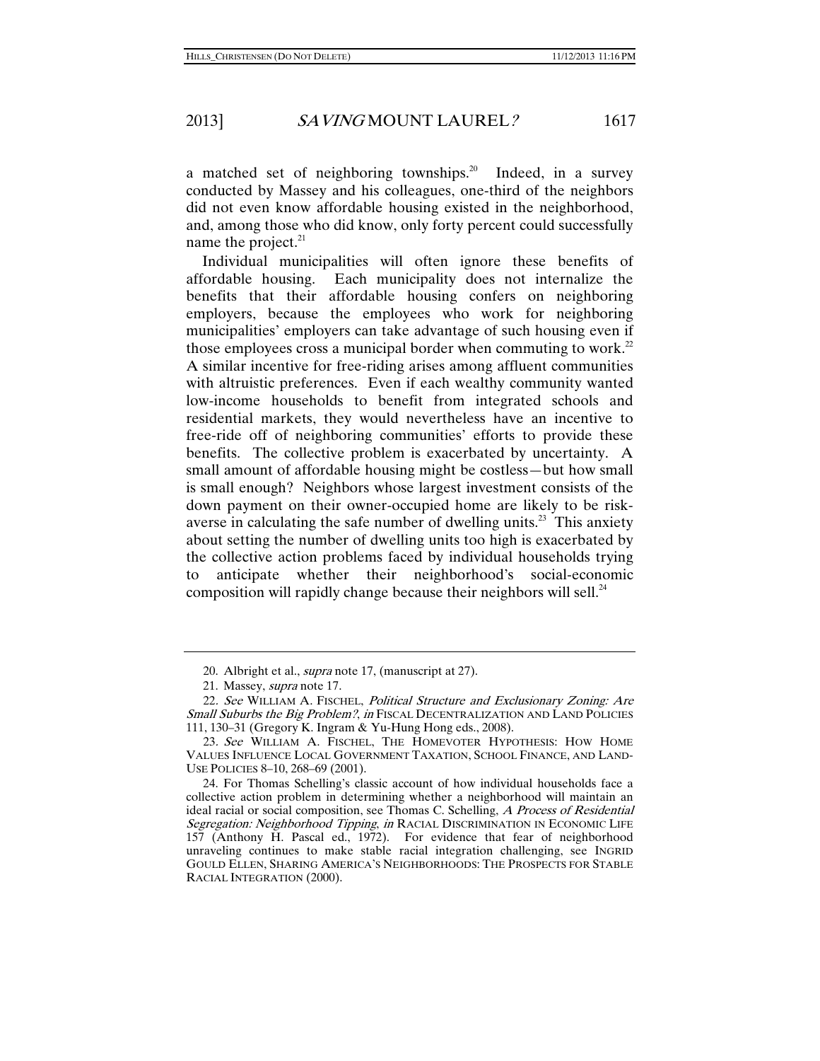a matched set of neighboring townships.[20] Indeed, in a survey conducted by Massey and his colleagues, one-third of the neighbors did not even know affordable housing existed in the neighborhood, and, among those who did know, only forty percent could successfully name the project.[21]

Individual municipalities will often ignore these benefits of affordable housing. Each municipality does not internalize the benefits that their affordable housing confers on neighboring employers, because the employees who work for neighboring municipalities' employers can take advantage of such housing even if those employees cross a municipal border when commuting to work.[22] A similar incentive for free-riding arises among affluent communities with altruistic preferences. Even if each wealthy community wanted low-income households to benefit from integrated schools and residential markets, they would nevertheless have an incentive to free-ride off of neighboring communities' efforts to provide these benefits. The collective problem is exacerbated by uncertainty. A small amount of affordable housing might be costless—but how small is small enough? Neighbors whose largest investment consists of the down payment on their owner-occupied home are likely to be risk-averse in calculating the safe number of dwelling units.[23] This anxiety about setting the number of dwelling units too high is exacerbated by the collective action problems faced by individual households trying to anticipate whether their neighborhood's social-economic composition will rapidly change because their neighbors will sell.[24]

---

20. Albright et al., *supra* note 17, (manuscript at 27).

21. Massey, *supra* note 17.

22. *See* WILLIAM A. FISCHEL, *Political Structure and Exclusionary Zoning: Are Small Suburbs the Big Problem?*, *in* FISCAL DECENTRALIZATION AND LAND POLICIES 111, 130–31 (Gregory K. Ingram & Yu-Hung Hong eds., 2008).

23. *See* WILLIAM A. FISCHEL, THE HOMEVOTER HYPOTHESIS: HOW HOME VALUES INFLUENCE LOCAL GOVERNMENT TAXATION, SCHOOL FINANCE, AND LAND-USE POLICIES 8–10, 268–69 (2001).

24. For Thomas Schelling's classic account of how individual households face a collective action problem in determining whether a neighborhood will maintain an ideal racial or social composition, see Thomas C. Schelling, *A Process of Residential Segregation: Neighborhood Tipping*, *in* RACIAL DISCRIMINATION IN ECONOMIC LIFE 157 (Anthony H. Pascal ed., 1972). For evidence that fear of neighborhood unraveling continues to make stable racial integration challenging, see INGRID GOULD ELLEN, SHARING AMERICA'S NEIGHBORHOODS: THE PROSPECTS FOR STABLE RACIAL INTEGRATION (2000).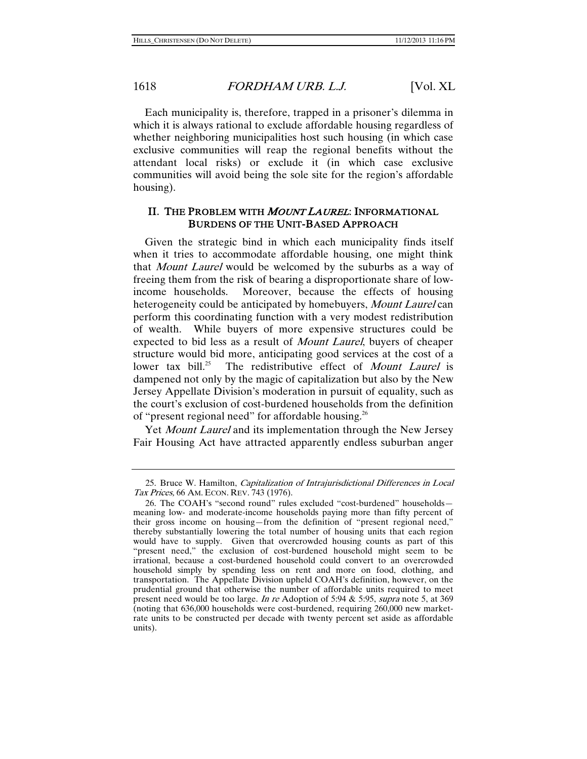Each municipality is, therefore, trapped in a prisoner's dilemma in which it is always rational to exclude affordable housing regardless of whether neighboring municipalities host such housing (in which case exclusive communities will reap the regional benefits without the attendant local risks) or exclude it (in which case exclusive communities will avoid being the sole site for the region's affordable housing).

## II. THE PROBLEM WITH *MOUNT LAUREL*: INFORMATIONAL BURDENS OF THE UNIT-BASED APPROACH

Given the strategic bind in which each municipality finds itself when it tries to accommodate affordable housing, one might think that *Mount Laurel* would be welcomed by the suburbs as a way of freeing them from the risk of bearing a disproportionate share of low-income households. Moreover, because the effects of housing heterogeneity could be anticipated by homebuyers, *Mount Laurel* can perform this coordinating function with a very modest redistribution of wealth. While buyers of more expensive structures could be expected to bid less as a result of *Mount Laurel*, buyers of cheaper structure would bid more, anticipating good services at the cost of a lower tax bill.[25] The redistributive effect of *Mount Laurel* is dampened not only by the magic of capitalization but also by the New Jersey Appellate Division's moderation in pursuit of equality, such as the court's exclusion of cost-burdened households from the definition of "present regional need" for affordable housing.[26]

Yet *Mount Laurel* and its implementation through the New Jersey Fair Housing Act have attracted apparently endless suburban anger

---

25. Bruce W. Hamilton, *Capitalization of Intrajurisdictional Differences in Local Tax Prices*, 66 AM. ECON. REV. 743 (1976).

26. The COAH's "second round" rules excluded "cost-burdened" households—meaning low- and moderate-income households paying more than fifty percent of their gross income on housing—from the definition of "present regional need," thereby substantially lowering the total number of housing units that each region would have to supply. Given that overcrowded housing counts as part of this "present need," the exclusion of cost-burdened household might seem to be irrational, because a cost-burdened household could convert to an overcrowded household simply by spending less on rent and more on food, clothing, and transportation. The Appellate Division upheld COAH's definition, however, on the prudential ground that otherwise the number of affordable units required to meet present need would be too large. *In re* Adoption of 5:94 & 5:95, *supra* note 5, at 369 (noting that 636,000 households were cost-burdened, requiring 260,000 new market-rate units to be constructed per decade with twenty percent set aside as affordable units).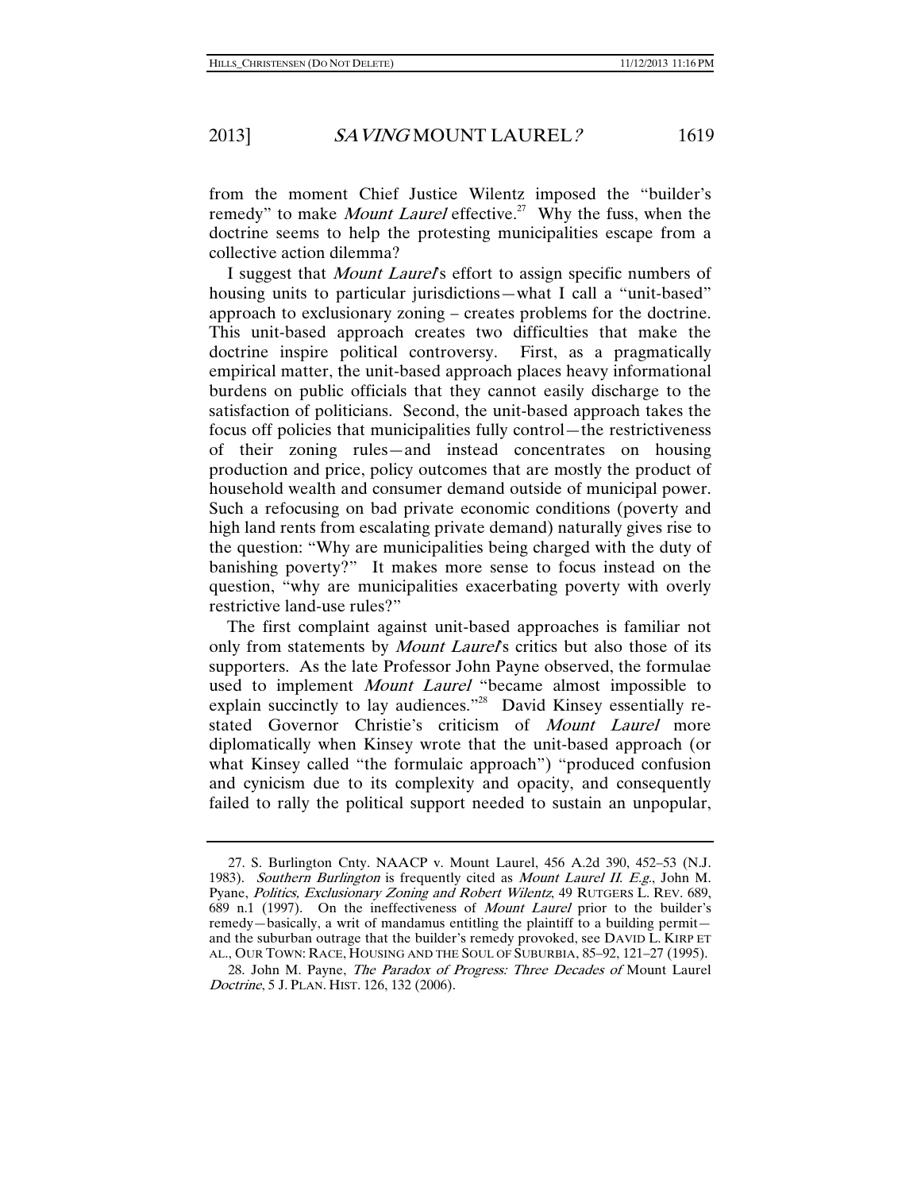from the moment Chief Justice Wilentz imposed the "builder's remedy" to make *Mount Laurel* effective.[27] Why the fuss, when the doctrine seems to help the protesting municipalities escape from a collective action dilemma?

I suggest that *Mount Laurel*'s effort to assign specific numbers of housing units to particular jurisdictions—what I call a "unit-based" approach to exclusionary zoning – creates problems for the doctrine. This unit-based approach creates two difficulties that make the doctrine inspire political controversy. First, as a pragmatically empirical matter, the unit-based approach places heavy informational burdens on public officials that they cannot easily discharge to the satisfaction of politicians. Second, the unit-based approach takes the focus off policies that municipalities fully control—the restrictiveness of their zoning rules—and instead concentrates on housing production and price, policy outcomes that are mostly the product of household wealth and consumer demand outside of municipal power. Such a refocusing on bad private economic conditions (poverty and high land rents from escalating private demand) naturally gives rise to the question: "Why are municipalities being charged with the duty of banishing poverty?" It makes more sense to focus instead on the question, "why are municipalities exacerbating poverty with overly restrictive land-use rules?"

The first complaint against unit-based approaches is familiar not only from statements by *Mount Laurel*'s critics but also those of its supporters. As the late Professor John Payne observed, the formulae used to implement *Mount Laurel* "became almost impossible to explain succinctly to lay audiences."[28] David Kinsey essentially re-stated Governor Christie's criticism of *Mount Laurel* more diplomatically when Kinsey wrote that the unit-based approach (or what Kinsey called "the formulaic approach") "produced confusion and cynicism due to its complexity and opacity, and consequently failed to rally the political support needed to sustain an unpopular,

---

27. S. Burlington Cnty. NAACP v. Mount Laurel, 456 A.2d 390, 452–53 (N.J. 1983). *Southern Burlington* is frequently cited as *Mount Laurel II*. *E.g.*, John M. Pyane, *Politics, Exclusionary Zoning and Robert Wilentz*, 49 RUTGERS L. REV. 689, 689 n.1 (1997). On the ineffectiveness of *Mount Laurel* prior to the builder's remedy—basically, a writ of mandamus entitling the plaintiff to a building permit—and the suburban outrage that the builder's remedy provoked, see DAVID L. KIRP ET AL., OUR TOWN: RACE, HOUSING AND THE SOUL OF SUBURBIA, 85–92, 121–27 (1995).

28. John M. Payne, *The Paradox of Progress: Three Decades of* Mount Laurel *Doctrine*, 5 J. PLAN. HIST. 126, 132 (2006).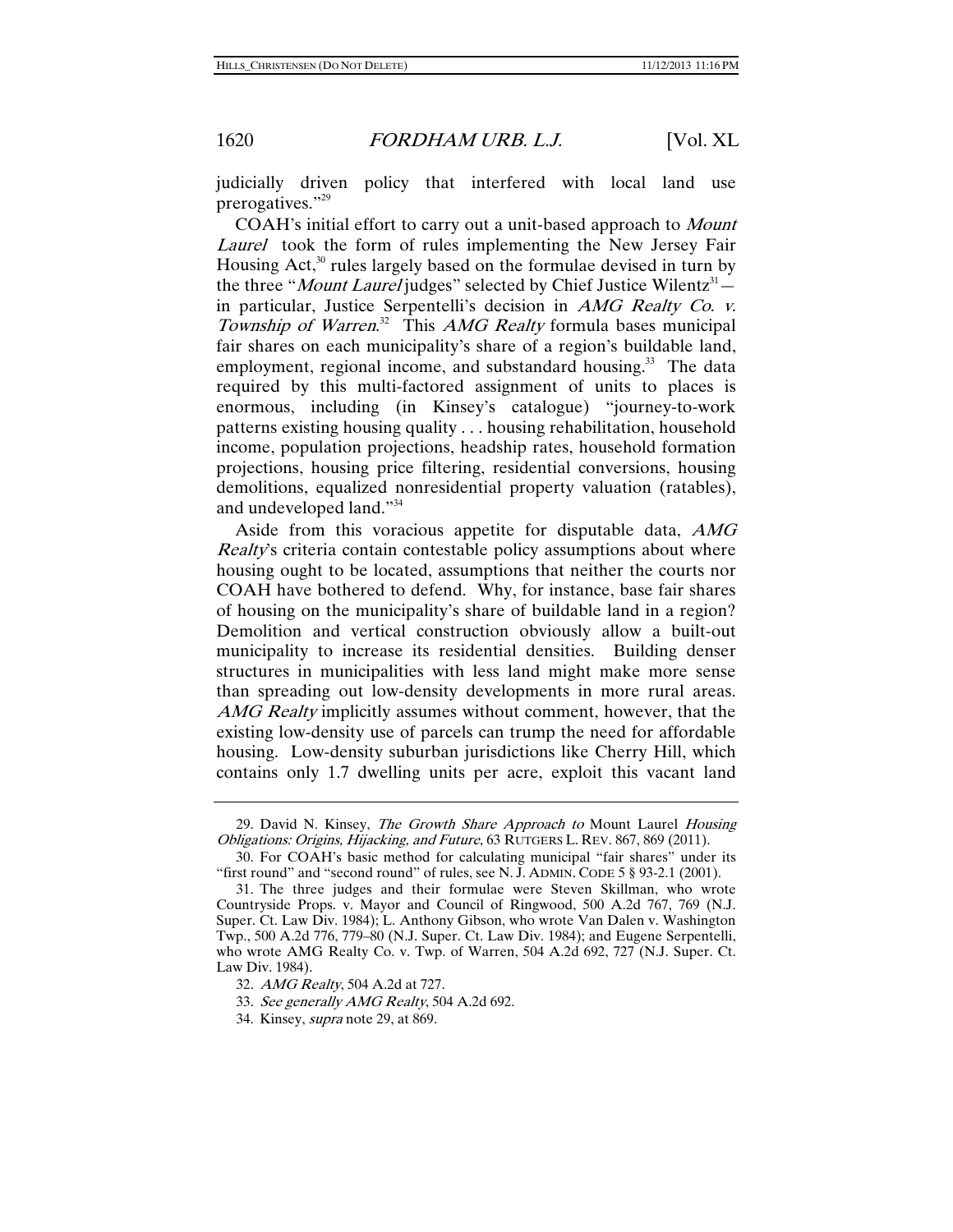judicially driven policy that interfered with local land use prerogatives."[29]

COAH's initial effort to carry out a unit-based approach to *Mount Laurel* took the form of rules implementing the New Jersey Fair Housing Act,[30] rules largely based on the formulae devised in turn by the three "*Mount Laurel* judges" selected by Chief Justice Wilentz[31]—in particular, Justice Serpentelli's decision in *AMG Realty Co. v. Township of Warren*.[32] This *AMG Realty* formula bases municipal fair shares on each municipality's share of a region's buildable land, employment, regional income, and substandard housing.[33] The data required by this multi-factored assignment of units to places is enormous, including (in Kinsey's catalogue) "journey-to-work patterns existing housing quality . . . housing rehabilitation, household income, population projections, headship rates, household formation projections, housing price filtering, residential conversions, housing demolitions, equalized nonresidential property valuation (ratables), and undeveloped land."[34]

Aside from this voracious appetite for disputable data, *AMG Realty*'s criteria contain contestable policy assumptions about where housing ought to be located, assumptions that neither the courts nor COAH have bothered to defend. Why, for instance, base fair shares of housing on the municipality's share of buildable land in a region? Demolition and vertical construction obviously allow a built-out municipality to increase its residential densities. Building denser structures in municipalities with less land might make more sense than spreading out low-density developments in more rural areas. *AMG Realty* implicitly assumes without comment, however, that the existing low-density use of parcels can trump the need for affordable housing. Low-density suburban jurisdictions like Cherry Hill, which contains only 1.7 dwelling units per acre, exploit this vacant land

---

29. David N. Kinsey, *The Growth Share Approach to* Mount Laurel *Housing Obligations: Origins, Hijacking, and Future*, 63 RUTGERS L. REV. 867, 869 (2011).

30. For COAH's basic method for calculating municipal "fair shares" under its "first round" and "second round" of rules, see N. J. ADMIN. CODE 5 § 93-2.1 (2001).

31. The three judges and their formulae were Steven Skillman, who wrote Countryside Props. v. Mayor and Council of Ringwood, 500 A.2d 767, 769 (N.J. Super. Ct. Law Div. 1984); L. Anthony Gibson, who wrote Van Dalen v. Washington Twp., 500 A.2d 776, 779–80 (N.J. Super. Ct. Law Div. 1984); and Eugene Serpentelli, who wrote AMG Realty Co. v. Twp. of Warren, 504 A.2d 692, 727 (N.J. Super. Ct. Law Div. 1984).

32. *AMG Realty*, 504 A.2d at 727.

33. *See generally AMG Realty*, 504 A.2d 692.

34. Kinsey, *supra* note 29, at 869.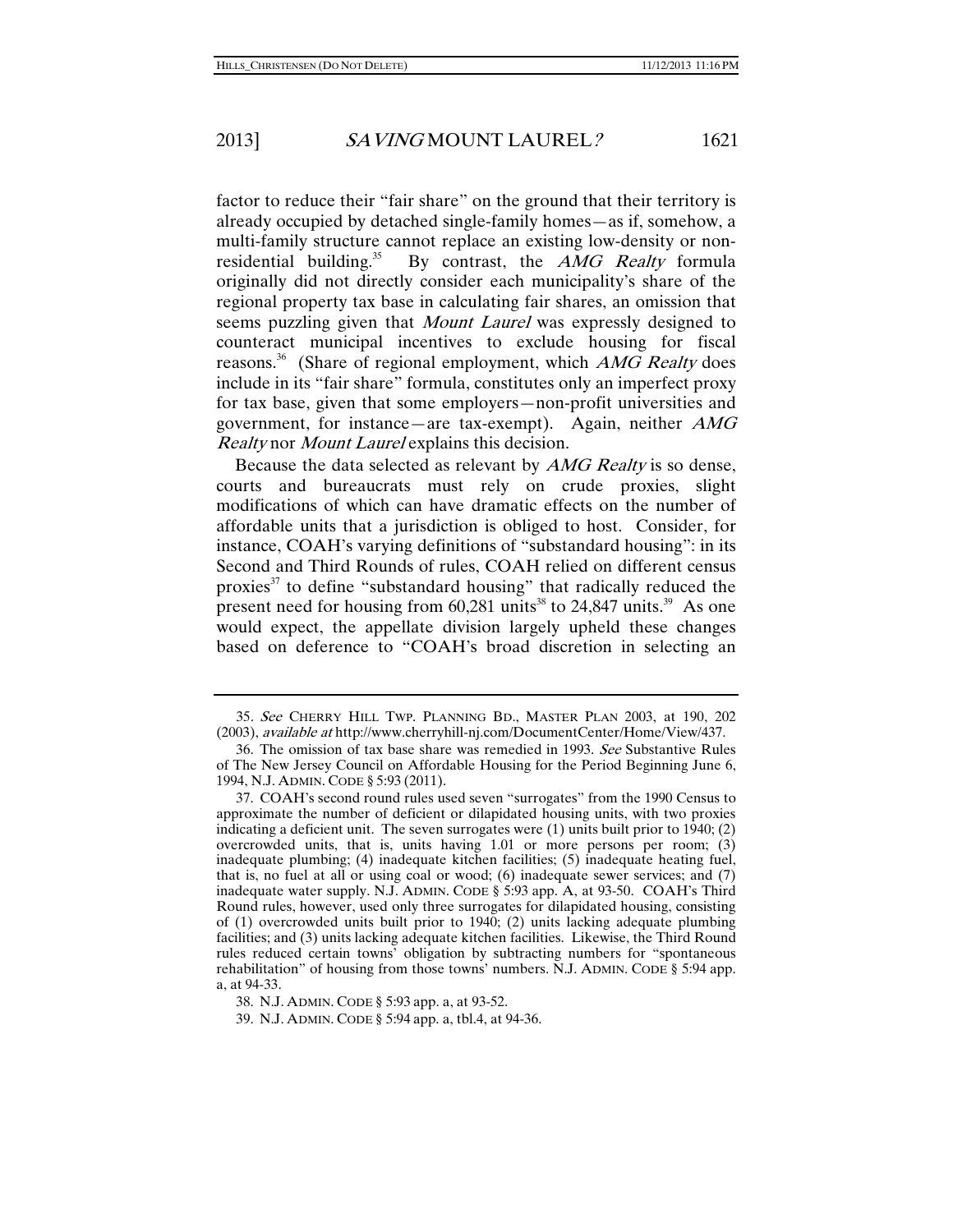factor to reduce their "fair share" on the ground that their territory is already occupied by detached single-family homes—as if, somehow, a multi-family structure cannot replace an existing low-density or non-residential building.[35] By contrast, the *AMG Realty* formula originally did not directly consider each municipality's share of the regional property tax base in calculating fair shares, an omission that seems puzzling given that *Mount Laurel* was expressly designed to counteract municipal incentives to exclude housing for fiscal reasons.[36] (Share of regional employment, which *AMG Realty* does include in its "fair share" formula, constitutes only an imperfect proxy for tax base, given that some employers—non-profit universities and government, for instance—are tax-exempt). Again, neither *AMG Realty* nor *Mount Laurel* explains this decision.

Because the data selected as relevant by *AMG Realty* is so dense, courts and bureaucrats must rely on crude proxies, slight modifications of which can have dramatic effects on the number of affordable units that a jurisdiction is obliged to host. Consider, for instance, COAH's varying definitions of "substandard housing": in its Second and Third Rounds of rules, COAH relied on different census proxies[37] to define "substandard housing" that radically reduced the present need for housing from 60,281 units[38] to 24,847 units.[39] As one would expect, the appellate division largely upheld these changes based on deference to "COAH's broad discretion in selecting an

---

35. *See* CHERRY HILL TWP. PLANNING BD., MASTER PLAN 2003, at 190, 202 (2003), *available at* http://www.cherryhill-nj.com/DocumentCenter/Home/View/437.

36. The omission of tax base share was remedied in 1993. *See* Substantive Rules of The New Jersey Council on Affordable Housing for the Period Beginning June 6, 1994, N.J. ADMIN. CODE § 5:93 (2011).

37. COAH's second round rules used seven "surrogates" from the 1990 Census to approximate the number of deficient or dilapidated housing units, with two proxies indicating a deficient unit. The seven surrogates were (1) units built prior to 1940; (2) overcrowded units, that is, units having 1.01 or more persons per room; (3) inadequate plumbing; (4) inadequate kitchen facilities; (5) inadequate heating fuel, that is, no fuel at all or using coal or wood; (6) inadequate sewer services; and (7) inadequate water supply. N.J. ADMIN. CODE § 5:93 app. A, at 93-50. COAH's Third Round rules, however, used only three surrogates for dilapidated housing, consisting of (1) overcrowded units built prior to 1940; (2) units lacking adequate plumbing facilities; and (3) units lacking adequate kitchen facilities. Likewise, the Third Round rules reduced certain towns' obligation by subtracting numbers for "spontaneous rehabilitation" of housing from those towns' numbers. N.J. ADMIN. CODE § 5:94 app. a, at 94-33.

38. N.J. ADMIN. CODE § 5:93 app. a, at 93-52.

39. N.J. ADMIN. CODE § 5:94 app. a, tbl.4, at 94-36.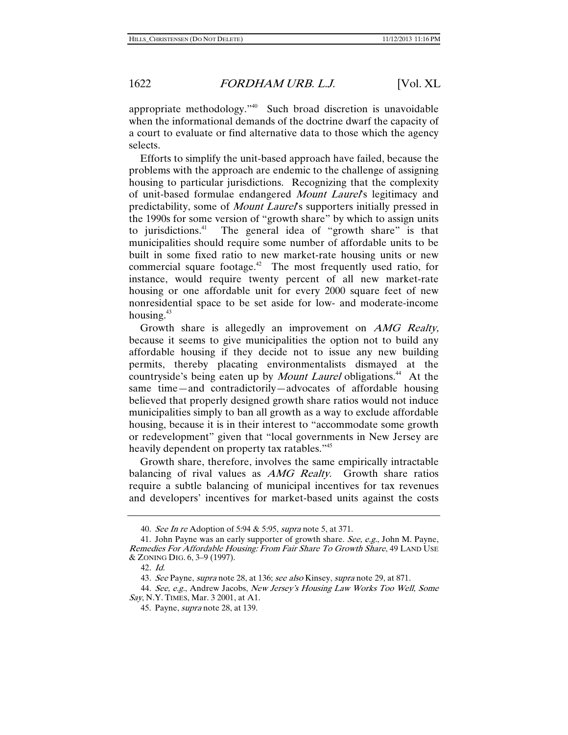appropriate methodology."[40] Such broad discretion is unavoidable when the informational demands of the doctrine dwarf the capacity of a court to evaluate or find alternative data to those which the agency selects.

Efforts to simplify the unit-based approach have failed, because the problems with the approach are endemic to the challenge of assigning housing to particular jurisdictions. Recognizing that the complexity of unit-based formulae endangered *Mount Laurel*'s legitimacy and predictability, some of *Mount Laurel*'s supporters initially pressed in the 1990s for some version of "growth share" by which to assign units to jurisdictions.[41] The general idea of "growth share" is that municipalities should require some number of affordable units to be built in some fixed ratio to new market-rate housing units or new commercial square footage.[42] The most frequently used ratio, for instance, would require twenty percent of all new market-rate housing or one affordable unit for every 2000 square feet of new nonresidential space to be set aside for low- and moderate-income housing.[43]

Growth share is allegedly an improvement on *AMG Realty,* because it seems to give municipalities the option not to build any affordable housing if they decide not to issue any new building permits, thereby placating environmentalists dismayed at the countryside's being eaten up by *Mount Laurel* obligations.[44] At the same time—and contradictorily—advocates of affordable housing believed that properly designed growth share ratios would not induce municipalities simply to ban all growth as a way to exclude affordable housing, because it is in their interest to "accommodate some growth or redevelopment" given that "local governments in New Jersey are heavily dependent on property tax ratables."[45]

Growth share, therefore, involves the same empirically intractable balancing of rival values as *AMG Realty.* Growth share ratios require a subtle balancing of municipal incentives for tax revenues and developers' incentives for market-based units against the costs

---

40. *See In re* Adoption of 5:94 & 5:95, *supra* note 5, at 371.

41. John Payne was an early supporter of growth share. *See, e.g.*, John M. Payne, *Remedies For Affordable Housing: From Fair Share To Growth Share*, 49 LAND USE & ZONING DIG. 6, 3–9 (1997).

42. *Id.*

43. *See* Payne, *supra* note 28, at 136; *see also* Kinsey, *supra* note 29, at 871.

44. *See, e.g.*, Andrew Jacobs, *New Jersey's Housing Law Works Too Well, Some Say*, N.Y. TIMES, Mar. 3 2001, at A1.

45. Payne, *supra* note 28, at 139.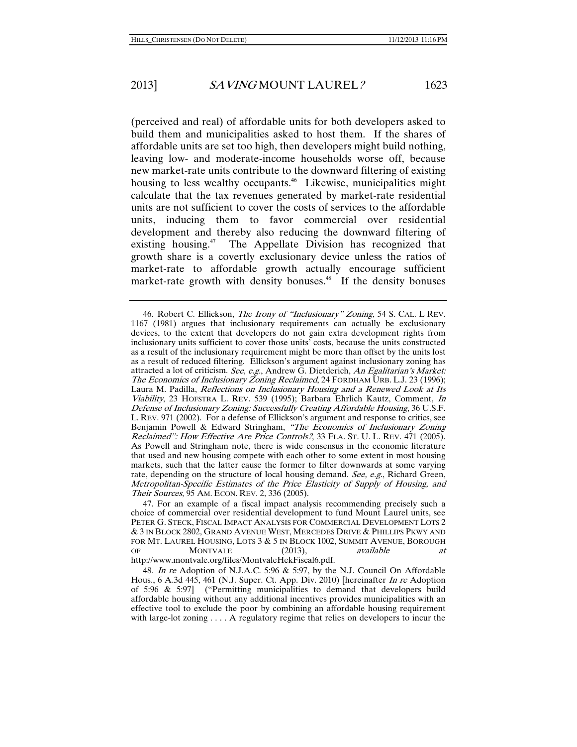(perceived and real) of affordable units for both developers asked to build them and municipalities asked to host them. If the shares of affordable units are set too high, then developers might build nothing, leaving low- and moderate-income households worse off, because new market-rate units contribute to the downward filtering of existing housing to less wealthy occupants.[46] Likewise, municipalities might calculate that the tax revenues generated by market-rate residential units are not sufficient to cover the costs of services to the affordable units, inducing them to favor commercial over residential development and thereby also reducing the downward filtering of existing housing.[47] The Appellate Division has recognized that growth share is a covertly exclusionary device unless the ratios of market-rate to affordable growth actually encourage sufficient market-rate growth with density bonuses.[48] If the density bonuses

---

46. Robert C. Ellickson, *The Irony of "Inclusionary" Zoning*, 54 S. CAL. L REV. 1167 (1981) argues that inclusionary requirements can actually be exclusionary devices, to the extent that developers do not gain extra development rights from inclusionary units sufficient to cover those units' costs, because the units constructed as a result of the inclusionary requirement might be more than offset by the units lost as a result of reduced filtering. Ellickson's argument against inclusionary zoning has attracted a lot of criticism. *See, e.g.*, Andrew G. Dietderich, *An Egalitarian's Market: The Economics of Inclusionary Zoning Reclaimed*, 24 FORDHAM URB. L.J. 23 (1996); Laura M. Padilla, *Reflections on Inclusionary Housing and a Renewed Look at Its Viability*, 23 HOFSTRA L. REV. 539 (1995); Barbara Ehrlich Kautz, Comment, *In Defense of Inclusionary Zoning: Successfully Creating Affordable Housing*, 36 U.S.F. L. REV. 971 (2002). For a defense of Ellickson's argument and response to critics, see Benjamin Powell & Edward Stringham, *"The Economics of Inclusionary Zoning Reclaimed": How Effective Are Price Controls?*, 33 FLA. ST. U. L. REV. 471 (2005). As Powell and Stringham note, there is wide consensus in the economic literature that used and new housing compete with each other to some extent in most housing markets, such that the latter cause the former to filter downwards at some varying rate, depending on the structure of local housing demand. *See, e.g.*, Richard Green, *Metropolitan-Specific Estimates of the Price Elasticity of Supply of Housing, and Their Sources*, 95 AM. ECON. REV. 2, 336 (2005).

47. For an example of a fiscal impact analysis recommending precisely such a choice of commercial over residential development to fund Mount Laurel units, see PETER G. STECK, FISCAL IMPACT ANALYSIS FOR COMMERCIAL DEVELOPMENT LOTS 2 & 3 IN BLOCK 2802, GRAND AVENUE WEST, MERCEDES DRIVE & PHILLIPS PKWY AND FOR MT. LAUREL HOUSING, LOTS 3 & 5 IN BLOCK 1002, SUMMIT AVENUE, BOROUGH OF MONTVALE (2013), *available at* http://www.montvale.org/files/MontvaleHekFiscal6.pdf.

48. *In re* Adoption of N.J.A.C. 5:96 & 5:97, by the N.J. Council On Affordable Hous., 6 A.3d 445, 461 (N.J. Super. Ct. App. Div. 2010) [hereinafter *In re* Adoption of 5:96 & 5:97] ("Permitting municipalities to demand that developers build affordable housing without any additional incentives provides municipalities with an effective tool to exclude the poor by combining an affordable housing requirement with large-lot zoning . . . . A regulatory regime that relies on developers to incur the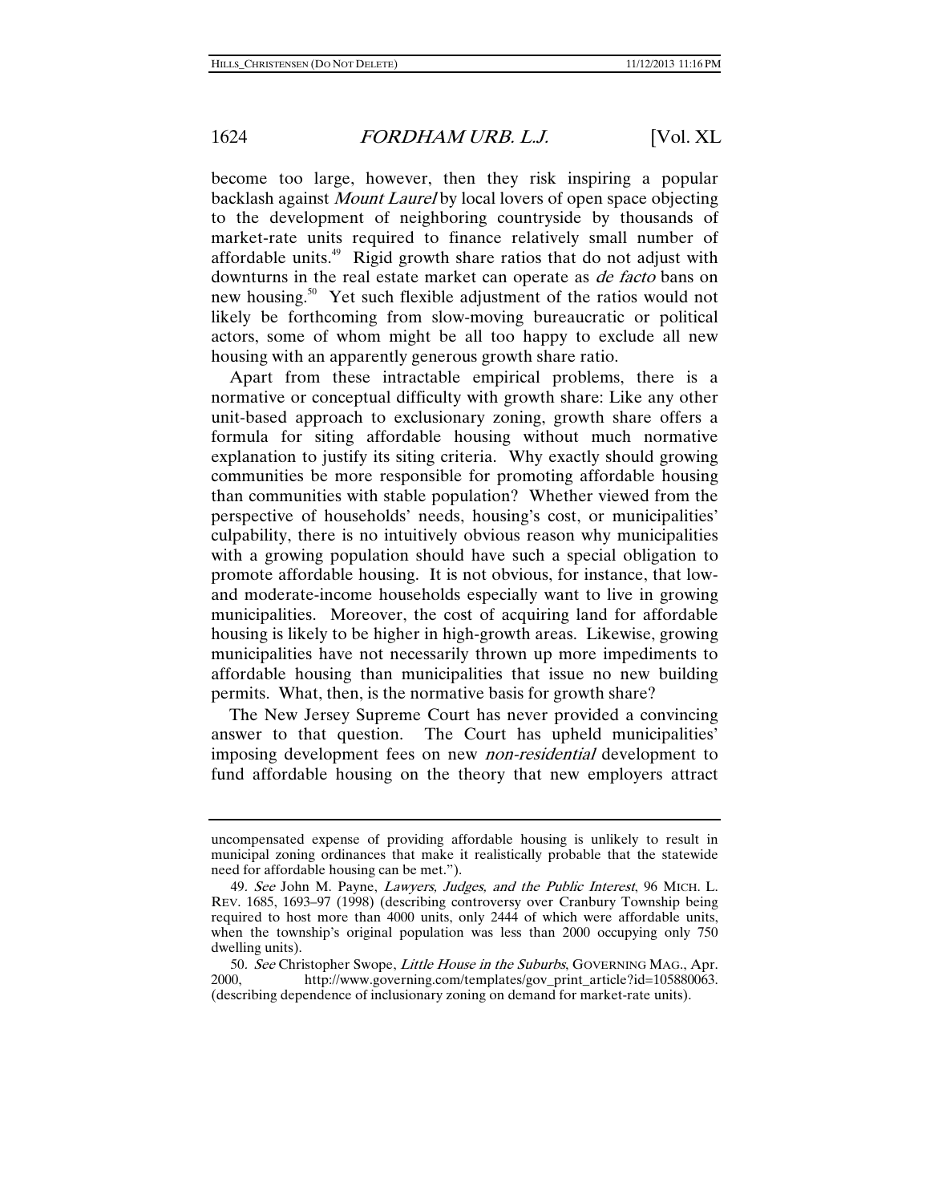become too large, however, then they risk inspiring a popular backlash against *Mount Laurel* by local lovers of open space objecting to the development of neighboring countryside by thousands of market-rate units required to finance relatively small number of affordable units.[49] Rigid growth share ratios that do not adjust with downturns in the real estate market can operate as *de facto* bans on new housing.[50] Yet such flexible adjustment of the ratios would not likely be forthcoming from slow-moving bureaucratic or political actors, some of whom might be all too happy to exclude all new housing with an apparently generous growth share ratio.

Apart from these intractable empirical problems, there is a normative or conceptual difficulty with growth share: Like any other unit-based approach to exclusionary zoning, growth share offers a formula for siting affordable housing without much normative explanation to justify its siting criteria. Why exactly should growing communities be more responsible for promoting affordable housing than communities with stable population? Whether viewed from the perspective of households' needs, housing's cost, or municipalities' culpability, there is no intuitively obvious reason why municipalities with a growing population should have such a special obligation to promote affordable housing. It is not obvious, for instance, that low- and moderate-income households especially want to live in growing municipalities. Moreover, the cost of acquiring land for affordable housing is likely to be higher in high-growth areas. Likewise, growing municipalities have not necessarily thrown up more impediments to affordable housing than municipalities that issue no new building permits. What, then, is the normative basis for growth share?

The New Jersey Supreme Court has never provided a convincing answer to that question. The Court has upheld municipalities' imposing development fees on new *non-residential* development to fund affordable housing on the theory that new employers attract

---

uncompensated expense of providing affordable housing is unlikely to result in municipal zoning ordinances that make it realistically probable that the statewide need for affordable housing can be met.").

49. *See* John M. Payne, *Lawyers, Judges, and the Public Interest*, 96 MICH. L. REV. 1685, 1693–97 (1998) (describing controversy over Cranbury Township being required to host more than 4000 units, only 2444 of which were affordable units, when the township's original population was less than 2000 occupying only 750 dwelling units).

50. *See* Christopher Swope, *Little House in the Suburbs*, GOVERNING MAG., Apr. 2000, http://www.governing.com/templates/gov_print_article?id=105880063. (describing dependence of inclusionary zoning on demand for market-rate units).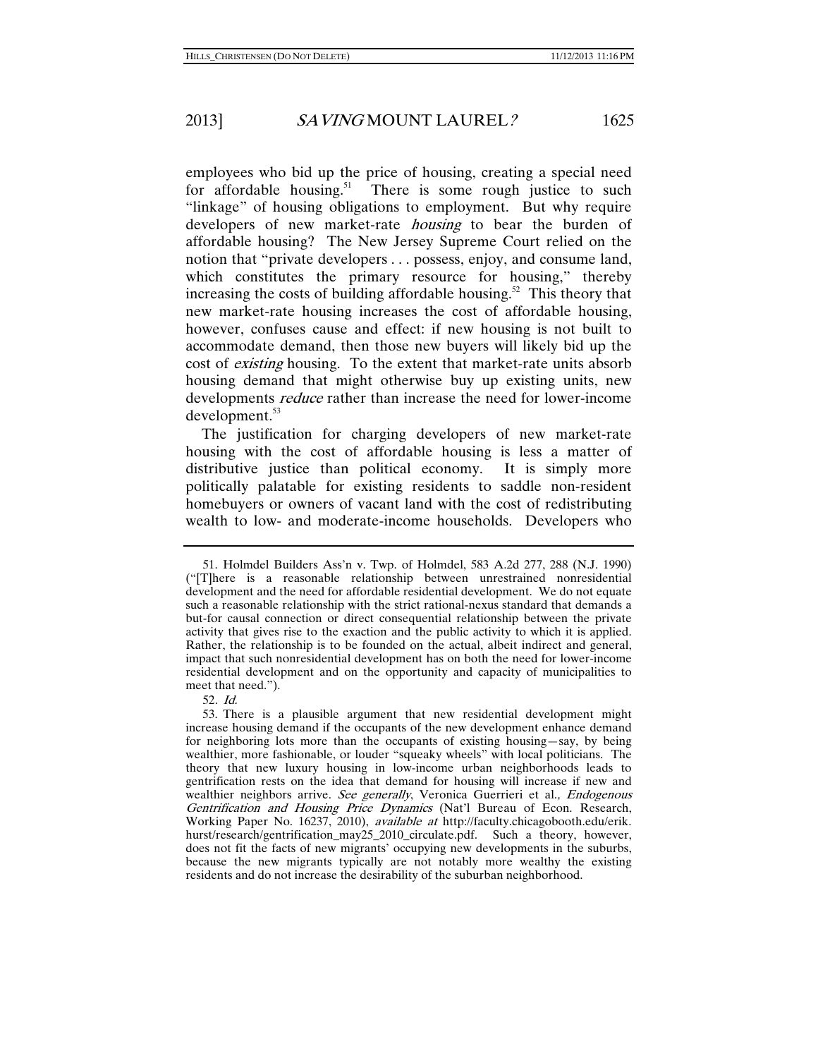employees who bid up the price of housing, creating a special need for affordable housing.[51] There is some rough justice to such "linkage" of housing obligations to employment. But why require developers of new market-rate *housing* to bear the burden of affordable housing? The New Jersey Supreme Court relied on the notion that "private developers . . . possess, enjoy, and consume land, which constitutes the primary resource for housing," thereby increasing the costs of building affordable housing.[52] This theory that new market-rate housing increases the cost of affordable housing, however, confuses cause and effect: if new housing is not built to accommodate demand, then those new buyers will likely bid up the cost of *existing* housing. To the extent that market-rate units absorb housing demand that might otherwise buy up existing units, new developments *reduce* rather than increase the need for lower-income development.[53]

The justification for charging developers of new market-rate housing with the cost of affordable housing is less a matter of distributive justice than political economy. It is simply more politically palatable for existing residents to saddle non-resident homebuyers or owners of vacant land with the cost of redistributing wealth to low- and moderate-income households. Developers who

---

51. Holmdel Builders Ass'n v. Twp. of Holmdel, 583 A.2d 277, 288 (N.J. 1990) ("[T]here is a reasonable relationship between unrestrained nonresidential development and the need for affordable residential development. We do not equate such a reasonable relationship with the strict rational-nexus standard that demands a but-for causal connection or direct consequential relationship between the private activity that gives rise to the exaction and the public activity to which it is applied. Rather, the relationship is to be founded on the actual, albeit indirect and general, impact that such nonresidential development has on both the need for lower-income residential development and on the opportunity and capacity of municipalities to meet that need.").

52. *Id.*

53. There is a plausible argument that new residential development might increase housing demand if the occupants of the new development enhance demand for neighboring lots more than the occupants of existing housing—say, by being wealthier, more fashionable, or louder "squeaky wheels" with local politicians. The theory that new luxury housing in low-income urban neighborhoods leads to gentrification rests on the idea that demand for housing will increase if new and wealthier neighbors arrive. *See generally*, Veronica Guerrieri et al., *Endogenous Gentrification and Housing Price Dynamics* (Nat'l Bureau of Econ. Research, Working Paper No. 16237, 2010), *available at* http://faculty.chicagobooth.edu/erik.hurst/research/gentrification_may25_2010_circulate.pdf. Such a theory, however, does not fit the facts of new migrants' occupying new developments in the suburbs, because the new migrants typically are not notably more wealthy the existing residents and do not increase the desirability of the suburban neighborhood.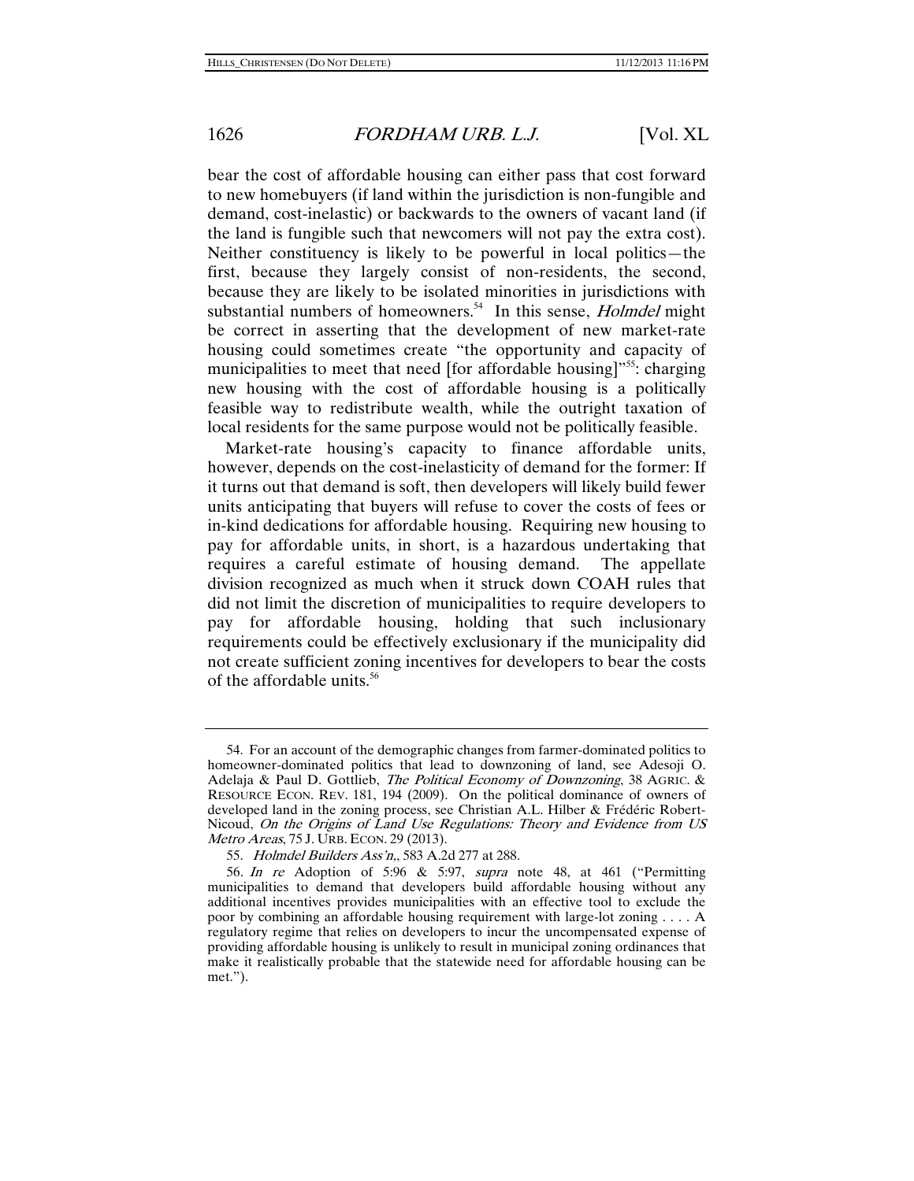bear the cost of affordable housing can either pass that cost forward to new homebuyers (if land within the jurisdiction is non-fungible and demand, cost-inelastic) or backwards to the owners of vacant land (if the land is fungible such that newcomers will not pay the extra cost). Neither constituency is likely to be powerful in local politics—the first, because they largely consist of non-residents, the second, because they are likely to be isolated minorities in jurisdictions with substantial numbers of homeowners.[54] In this sense, *Holmdel* might be correct in asserting that the development of new market-rate housing could sometimes create "the opportunity and capacity of municipalities to meet that need [for affordable housing]"[55]: charging new housing with the cost of affordable housing is a politically feasible way to redistribute wealth, while the outright taxation of local residents for the same purpose would not be politically feasible.

Market-rate housing's capacity to finance affordable units, however, depends on the cost-inelasticity of demand for the former: If it turns out that demand is soft, then developers will likely build fewer units anticipating that buyers will refuse to cover the costs of fees or in-kind dedications for affordable housing. Requiring new housing to pay for affordable units, in short, is a hazardous undertaking that requires a careful estimate of housing demand. The appellate division recognized as much when it struck down COAH rules that did not limit the discretion of municipalities to require developers to pay for affordable housing, holding that such inclusionary requirements could be effectively exclusionary if the municipality did not create sufficient zoning incentives for developers to bear the costs of the affordable units.[56]

---

54. For an account of the demographic changes from farmer-dominated politics to homeowner-dominated politics that lead to downzoning of land, see Adesoji O. Adelaja & Paul D. Gottlieb, *The Political Economy of Downzoning*, 38 AGRIC. & RESOURCE ECON. REV. 181, 194 (2009). On the political dominance of owners of developed land in the zoning process, see Christian A.L. Hilber & Frédéric Robert-Nicoud, *On the Origins of Land Use Regulations: Theory and Evidence from US Metro Areas*, 75 J. URB. ECON. 29 (2013).

55. *Holmdel Builders Ass'n*,, 583 A.2d 277 at 288.

56. *In re* Adoption of 5:96 & 5:97, *supra* note 48, at 461 ("Permitting municipalities to demand that developers build affordable housing without any additional incentives provides municipalities with an effective tool to exclude the poor by combining an affordable housing requirement with large-lot zoning . . . . A regulatory regime that relies on developers to incur the uncompensated expense of providing affordable housing is unlikely to result in municipal zoning ordinances that make it realistically probable that the statewide need for affordable housing can be met.").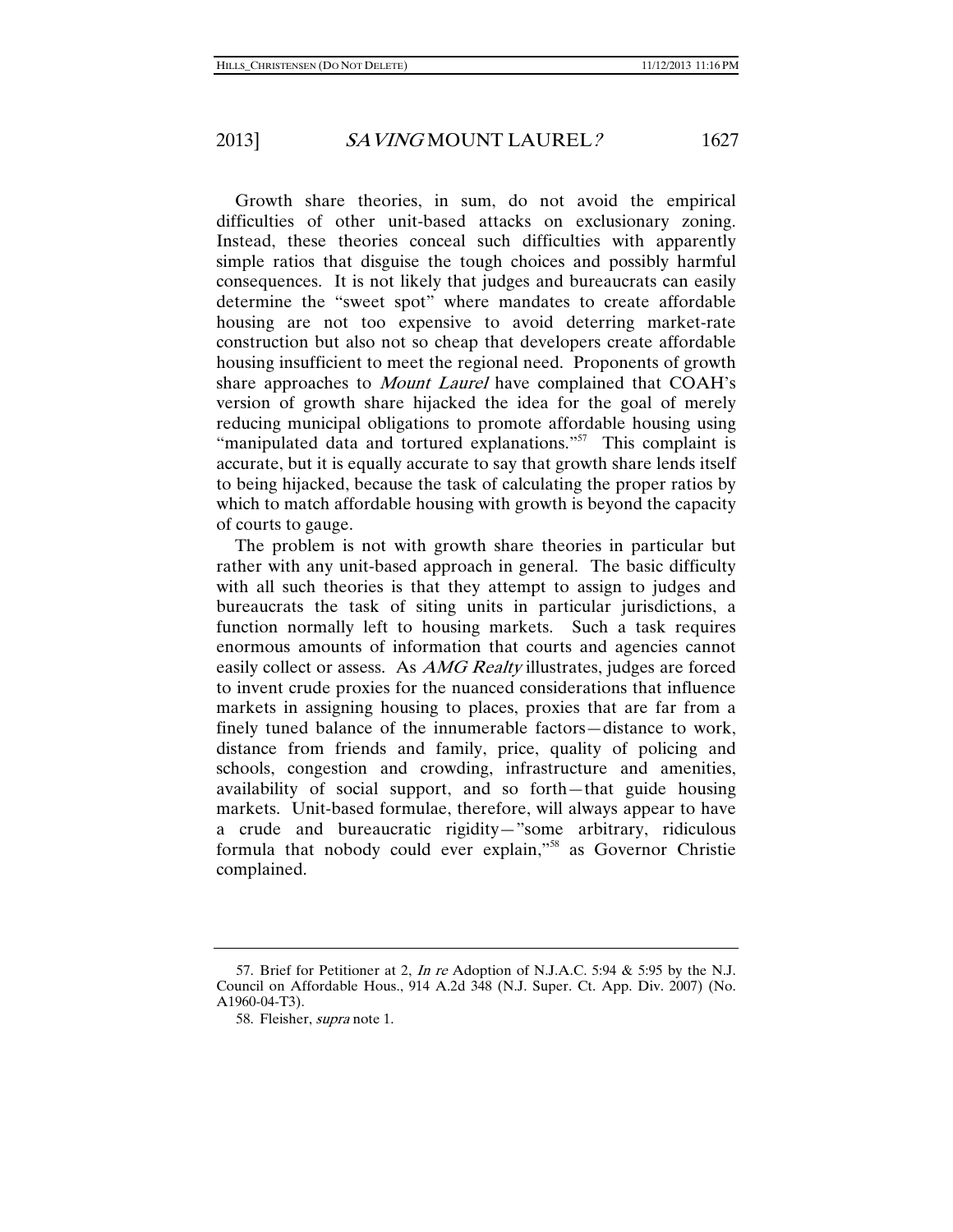Growth share theories, in sum, do not avoid the empirical difficulties of other unit-based attacks on exclusionary zoning. Instead, these theories conceal such difficulties with apparently simple ratios that disguise the tough choices and possibly harmful consequences. It is not likely that judges and bureaucrats can easily determine the "sweet spot" where mandates to create affordable housing are not too expensive to avoid deterring market-rate construction but also not so cheap that developers create affordable housing insufficient to meet the regional need. Proponents of growth share approaches to *Mount Laurel* have complained that COAH's version of growth share hijacked the idea for the goal of merely reducing municipal obligations to promote affordable housing using "manipulated data and tortured explanations."[57] This complaint is accurate, but it is equally accurate to say that growth share lends itself to being hijacked, because the task of calculating the proper ratios by which to match affordable housing with growth is beyond the capacity of courts to gauge.

The problem is not with growth share theories in particular but rather with any unit-based approach in general. The basic difficulty with all such theories is that they attempt to assign to judges and bureaucrats the task of siting units in particular jurisdictions, a function normally left to housing markets. Such a task requires enormous amounts of information that courts and agencies cannot easily collect or assess. As *AMG Realty* illustrates, judges are forced to invent crude proxies for the nuanced considerations that influence markets in assigning housing to places, proxies that are far from a finely tuned balance of the innumerable factors—distance to work, distance from friends and family, price, quality of policing and schools, congestion and crowding, infrastructure and amenities, availability of social support, and so forth—that guide housing markets. Unit-based formulae, therefore, will always appear to have a crude and bureaucratic rigidity—"some arbitrary, ridiculous formula that nobody could ever explain,"[58] as Governor Christie complained.

---

57. Brief for Petitioner at 2, *In re* Adoption of N.J.A.C. 5:94 & 5:95 by the N.J. Council on Affordable Hous., 914 A.2d 348 (N.J. Super. Ct. App. Div. 2007) (No. A1960-04-T3).

58. Fleisher, *supra* note 1.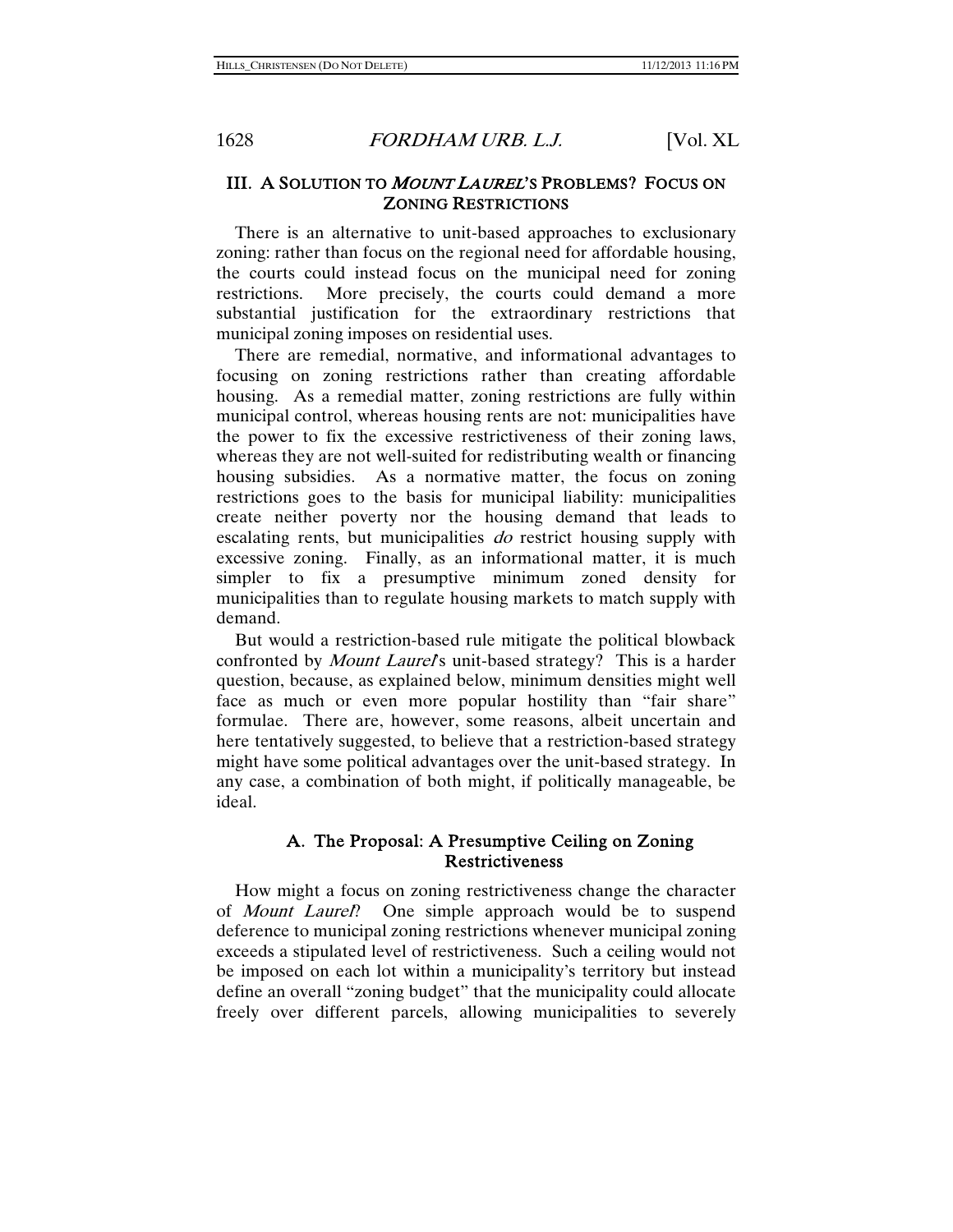## III. A SOLUTION TO *MOUNT LAUREL*'S PROBLEMS? FOCUS ON ZONING RESTRICTIONS

There is an alternative to unit-based approaches to exclusionary zoning: rather than focus on the regional need for affordable housing, the courts could instead focus on the municipal need for zoning restrictions. More precisely, the courts could demand a more substantial justification for the extraordinary restrictions that municipal zoning imposes on residential uses.

There are remedial, normative, and informational advantages to focusing on zoning restrictions rather than creating affordable housing. As a remedial matter, zoning restrictions are fully within municipal control, whereas housing rents are not: municipalities have the power to fix the excessive restrictiveness of their zoning laws, whereas they are not well-suited for redistributing wealth or financing housing subsidies. As a normative matter, the focus on zoning restrictions goes to the basis for municipal liability: municipalities create neither poverty nor the housing demand that leads to escalating rents, but municipalities *do* restrict housing supply with excessive zoning. Finally, as an informational matter, it is much simpler to fix a presumptive minimum zoned density for municipalities than to regulate housing markets to match supply with demand.

But would a restriction-based rule mitigate the political blowback confronted by *Mount Laurel*'s unit-based strategy? This is a harder question, because, as explained below, minimum densities might well face as much or even more popular hostility than "fair share" formulae. There are, however, some reasons, albeit uncertain and here tentatively suggested, to believe that a restriction-based strategy might have some political advantages over the unit-based strategy. In any case, a combination of both might, if politically manageable, be ideal.

### A. The Proposal: A Presumptive Ceiling on Zoning Restrictiveness

How might a focus on zoning restrictiveness change the character of *Mount Laurel*? One simple approach would be to suspend deference to municipal zoning restrictions whenever municipal zoning exceeds a stipulated level of restrictiveness. Such a ceiling would not be imposed on each lot within a municipality's territory but instead define an overall "zoning budget" that the municipality could allocate freely over different parcels, allowing municipalities to severely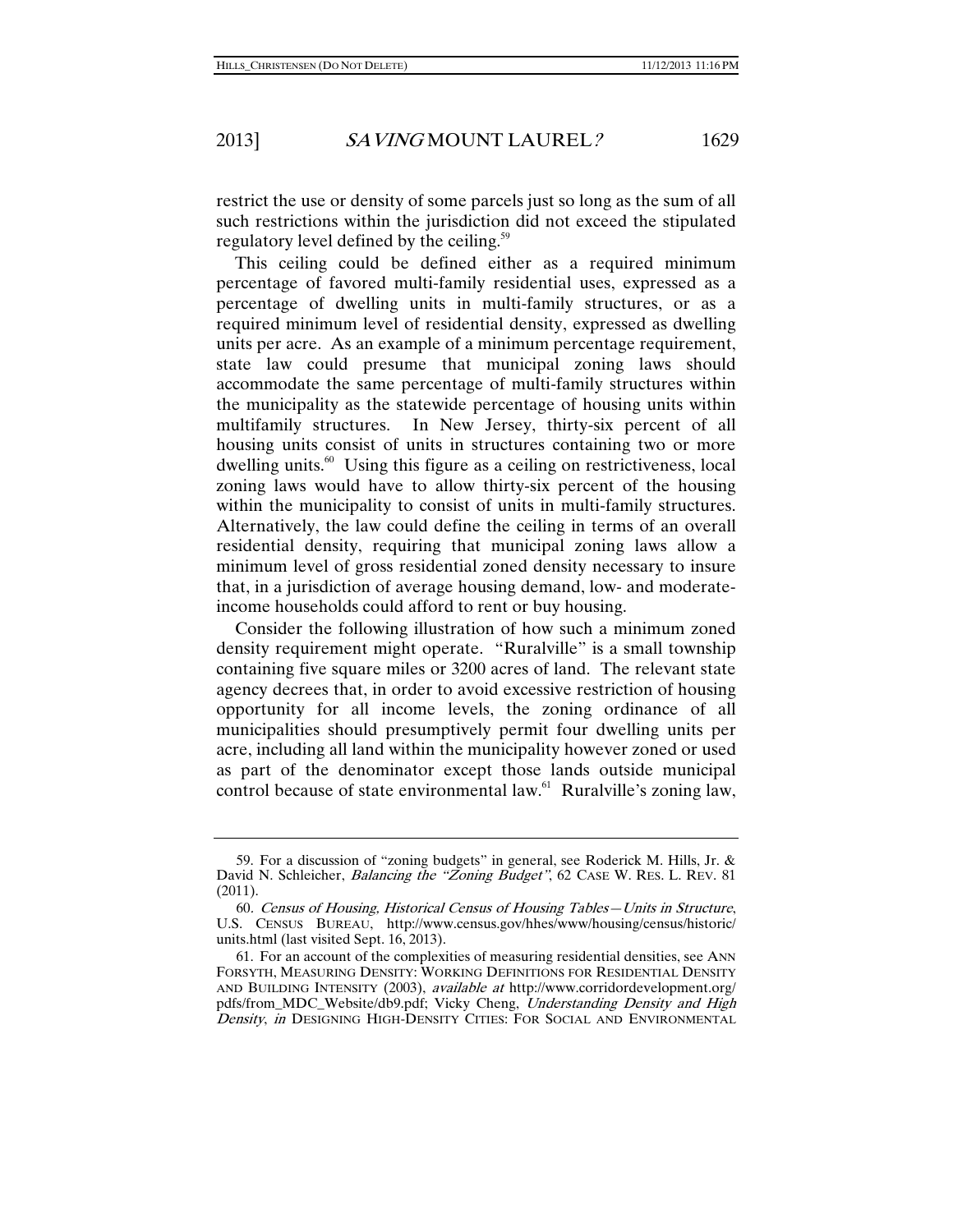restrict the use or density of some parcels just so long as the sum of all such restrictions within the jurisdiction did not exceed the stipulated regulatory level defined by the ceiling.[59]

This ceiling could be defined either as a required minimum percentage of favored multi-family residential uses, expressed as a percentage of dwelling units in multi-family structures, or as a required minimum level of residential density, expressed as dwelling units per acre. As an example of a minimum percentage requirement, state law could presume that municipal zoning laws should accommodate the same percentage of multi-family structures within the municipality as the statewide percentage of housing units within multifamily structures. In New Jersey, thirty-six percent of all housing units consist of units in structures containing two or more dwelling units.[60] Using this figure as a ceiling on restrictiveness, local zoning laws would have to allow thirty-six percent of the housing within the municipality to consist of units in multi-family structures. Alternatively, the law could define the ceiling in terms of an overall residential density, requiring that municipal zoning laws allow a minimum level of gross residential zoned density necessary to insure that, in a jurisdiction of average housing demand, low- and moderate-income households could afford to rent or buy housing.

Consider the following illustration of how such a minimum zoned density requirement might operate. "Ruralville" is a small township containing five square miles or 3200 acres of land. The relevant state agency decrees that, in order to avoid excessive restriction of housing opportunity for all income levels, the zoning ordinance of all municipalities should presumptively permit four dwelling units per acre, including all land within the municipality however zoned or used as part of the denominator except those lands outside municipal control because of state environmental law.[61] Ruralville's zoning law,

---

59. For a discussion of "zoning budgets" in general, see Roderick M. Hills, Jr. & David N. Schleicher, *Balancing the "Zoning Budget"*, 62 CASE W. RES. L. REV. 81 (2011).

60. *Census of Housing, Historical Census of Housing Tables—Units in Structure*, U.S. CENSUS BUREAU, http://www.census.gov/hhes/www/housing/census/historic/units.html (last visited Sept. 16, 2013).

61. For an account of the complexities of measuring residential densities, see ANN FORSYTH, MEASURING DENSITY: WORKING DEFINITIONS FOR RESIDENTIAL DENSITY AND BUILDING INTENSITY (2003), *available at* http://www.corridordevelopment.org/pdfs/from_MDC_Website/db9.pdf; Vicky Cheng, *Understanding Density and High Density*, *in* DESIGNING HIGH-DENSITY CITIES: FOR SOCIAL AND ENVIRONMENTAL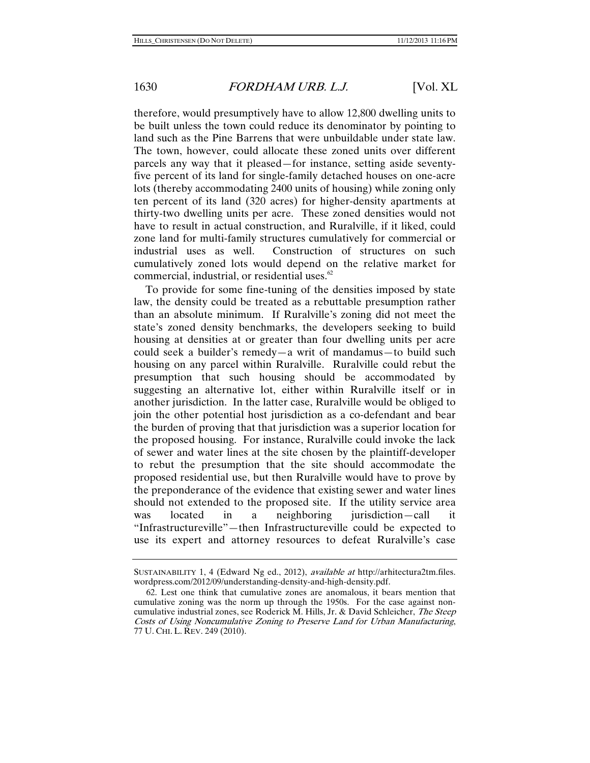therefore, would presumptively have to allow 12,800 dwelling units to be built unless the town could reduce its denominator by pointing to land such as the Pine Barrens that were unbuildable under state law. The town, however, could allocate these zoned units over different parcels any way that it pleased—for instance, setting aside seventy-five percent of its land for single-family detached houses on one-acre lots (thereby accommodating 2400 units of housing) while zoning only ten percent of its land (320 acres) for higher-density apartments at thirty-two dwelling units per acre. These zoned densities would not have to result in actual construction, and Ruralville, if it liked, could zone land for multi-family structures cumulatively for commercial or industrial uses as well. Construction of structures on such cumulatively zoned lots would depend on the relative market for commercial, industrial, or residential uses.[62]

To provide for some fine-tuning of the densities imposed by state law, the density could be treated as a rebuttable presumption rather than an absolute minimum. If Ruralville's zoning did not meet the state's zoned density benchmarks, the developers seeking to build housing at densities at or greater than four dwelling units per acre could seek a builder's remedy—a writ of mandamus—to build such housing on any parcel within Ruralville. Ruralville could rebut the presumption that such housing should be accommodated by suggesting an alternative lot, either within Ruralville itself or in another jurisdiction. In the latter case, Ruralville would be obliged to join the other potential host jurisdiction as a co-defendant and bear the burden of proving that that jurisdiction was a superior location for the proposed housing. For instance, Ruralville could invoke the lack of sewer and water lines at the site chosen by the plaintiff-developer to rebut the presumption that the site should accommodate the proposed residential use, but then Ruralville would have to prove by the preponderance of the evidence that existing sewer and water lines should not extended to the proposed site. If the utility service area was located in a neighboring jurisdiction—call it "Infrastructureville"—then Infrastructureville could be expected to use its expert and attorney resources to defeat Ruralville's case

---

SUSTAINABILITY 1, 4 (Edward Ng ed., 2012), *available at* http://arhitectura2tm.files.wordpress.com/2012/09/understanding-density-and-high-density.pdf.

62. Lest one think that cumulative zones are anomalous, it bears mention that cumulative zoning was the norm up through the 1950s. For the case against non-cumulative industrial zones, see Roderick M. Hills, Jr. & David Schleicher, *The Steep Costs of Using Noncumulative Zoning to Preserve Land for Urban Manufacturing*, 77 U. CHI. L. REV. 249 (2010).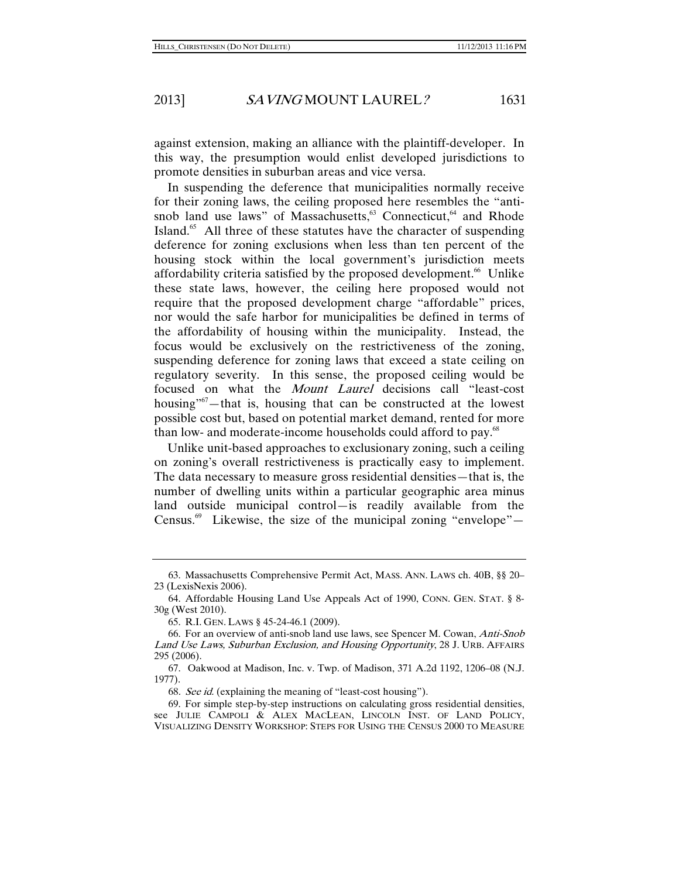against extension, making an alliance with the plaintiff-developer. In this way, the presumption would enlist developed jurisdictions to promote densities in suburban areas and vice versa.

In suspending the deference that municipalities normally receive for their zoning laws, the ceiling proposed here resembles the "anti-snob land use laws" of Massachusetts,[63] Connecticut,[64] and Rhode Island.[65] All three of these statutes have the character of suspending deference for zoning exclusions when less than ten percent of the housing stock within the local government's jurisdiction meets affordability criteria satisfied by the proposed development.[66] Unlike these state laws, however, the ceiling here proposed would not require that the proposed development charge "affordable" prices, nor would the safe harbor for municipalities be defined in terms of the affordability of housing within the municipality. Instead, the focus would be exclusively on the restrictiveness of the zoning, suspending deference for zoning laws that exceed a state ceiling on regulatory severity. In this sense, the proposed ceiling would be focused on what the *Mount Laurel* decisions call "least-cost housing"[67]—that is, housing that can be constructed at the lowest possible cost but, based on potential market demand, rented for more than low- and moderate-income households could afford to pay.[68]

Unlike unit-based approaches to exclusionary zoning, such a ceiling on zoning's overall restrictiveness is practically easy to implement. The data necessary to measure gross residential densities—that is, the number of dwelling units within a particular geographic area minus land outside municipal control—is readily available from the Census.[69] Likewise, the size of the municipal zoning "envelope"—

---

63. Massachusetts Comprehensive Permit Act, MASS. ANN. LAWS ch. 40B, §§ 20–23 (LexisNexis 2006).

64. Affordable Housing Land Use Appeals Act of 1990, CONN. GEN. STAT. § 8-30g (West 2010).

65. R.I. GEN. LAWS § 45-24-46.1 (2009).

66. For an overview of anti-snob land use laws, see Spencer M. Cowan, *Anti-Snob Land Use Laws, Suburban Exclusion, and Housing Opportunity*, 28 J. URB. AFFAIRS 295 (2006).

67. Oakwood at Madison, Inc. v. Twp. of Madison, 371 A.2d 1192, 1206–08 (N.J. 1977).

68. *See id.* (explaining the meaning of "least-cost housing").

69. For simple step-by-step instructions on calculating gross residential densities, see JULIE CAMPOLI & ALEX MACLEAN, LINCOLN INST. OF LAND POLICY, VISUALIZING DENSITY WORKSHOP: STEPS FOR USING THE CENSUS 2000 TO MEASURE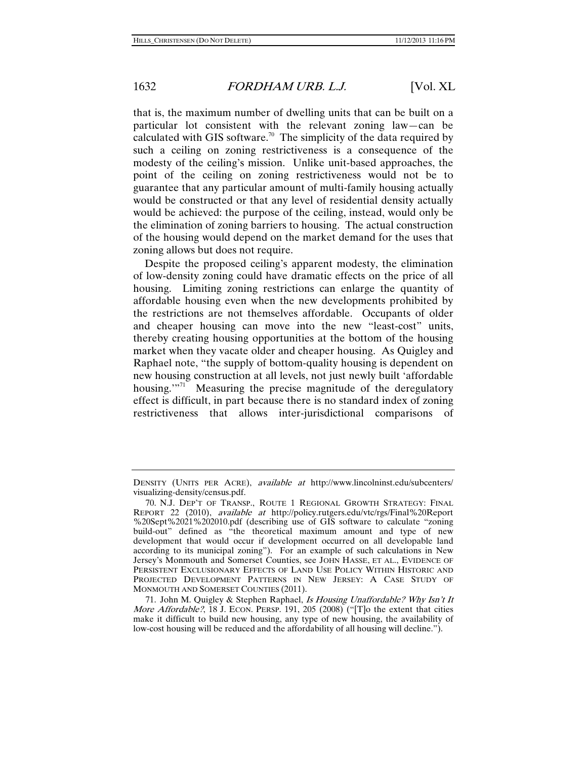that is, the maximum number of dwelling units that can be built on a particular lot consistent with the relevant zoning law—can be calculated with GIS software.[70] The simplicity of the data required by such a ceiling on zoning restrictiveness is a consequence of the modesty of the ceiling's mission. Unlike unit-based approaches, the point of the ceiling on zoning restrictiveness would not be to guarantee that any particular amount of multi-family housing actually would be constructed or that any level of residential density actually would be achieved: the purpose of the ceiling, instead, would only be the elimination of zoning barriers to housing. The actual construction of the housing would depend on the market demand for the uses that zoning allows but does not require.

Despite the proposed ceiling's apparent modesty, the elimination of low-density zoning could have dramatic effects on the price of all housing. Limiting zoning restrictions can enlarge the quantity of affordable housing even when the new developments prohibited by the restrictions are not themselves affordable. Occupants of older and cheaper housing can move into the new "least-cost" units, thereby creating housing opportunities at the bottom of the housing market when they vacate older and cheaper housing. As Quigley and Raphael note, "the supply of bottom-quality housing is dependent on new housing construction at all levels, not just newly built 'affordable housing.'"[71] Measuring the precise magnitude of the deregulatory effect is difficult, in part because there is no standard index of zoning restrictiveness that allows inter-jurisdictional comparisons of

---

DENSITY (UNITS PER ACRE), *available at* http://www.lincolninst.edu/subcenters/visualizing-density/census.pdf.

70. N.J. DEP'T OF TRANSP., ROUTE 1 REGIONAL GROWTH STRATEGY: FINAL REPORT 22 (2010), *available at* http://policy.rutgers.edu/vtc/rgs/Final%20Report%20Sept%2021%202010.pdf (describing use of GIS software to calculate "zoning build-out" defined as "the theoretical maximum amount and type of new development that would occur if development occurred on all developable land according to its municipal zoning"). For an example of such calculations in New Jersey's Monmouth and Somerset Counties, see JOHN HASSE, ET AL., EVIDENCE OF PERSISTENT EXCLUSIONARY EFFECTS OF LAND USE POLICY WITHIN HISTORIC AND PROJECTED DEVELOPMENT PATTERNS IN NEW JERSEY: A CASE STUDY OF MONMOUTH AND SOMERSET COUNTIES (2011).

71. John M. Quigley & Stephen Raphael, *Is Housing Unaffordable? Why Isn't It More Affordable?*, 18 J. ECON. PERSP. 191, 205 (2008) ("[T]o the extent that cities make it difficult to build new housing, any type of new housing, the availability of low-cost housing will be reduced and the affordability of all housing will decline.").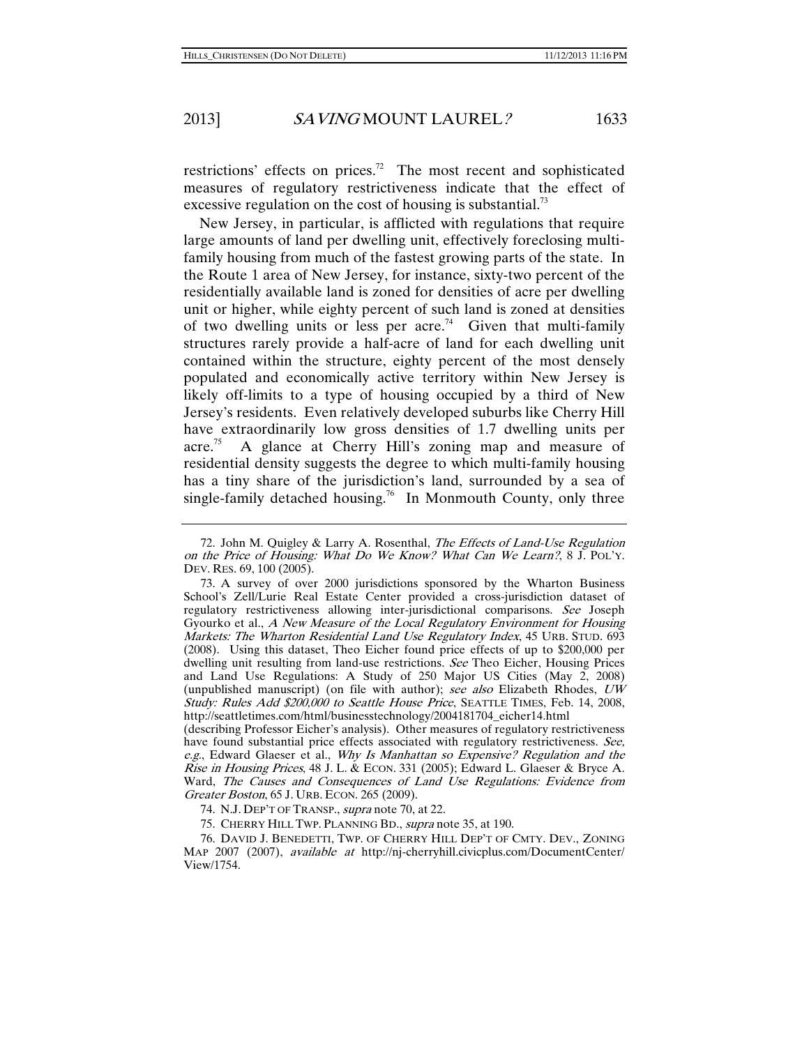restrictions' effects on prices.[72] The most recent and sophisticated measures of regulatory restrictiveness indicate that the effect of excessive regulation on the cost of housing is substantial.[73]

New Jersey, in particular, is afflicted with regulations that require large amounts of land per dwelling unit, effectively foreclosing multi-family housing from much of the fastest growing parts of the state. In the Route 1 area of New Jersey, for instance, sixty-two percent of the residentially available land is zoned for densities of acre per dwelling unit or higher, while eighty percent of such land is zoned at densities of two dwelling units or less per acre.[74] Given that multi-family structures rarely provide a half-acre of land for each dwelling unit contained within the structure, eighty percent of the most densely populated and economically active territory within New Jersey is likely off-limits to a type of housing occupied by a third of New Jersey's residents. Even relatively developed suburbs like Cherry Hill have extraordinarily low gross densities of 1.7 dwelling units per acre.[75] A glance at Cherry Hill's zoning map and measure of residential density suggests the degree to which multi-family housing has a tiny share of the jurisdiction's land, surrounded by a sea of single-family detached housing.[76] In Monmouth County, only three

---

72. John M. Quigley & Larry A. Rosenthal, *The Effects of Land-Use Regulation on the Price of Housing: What Do We Know? What Can We Learn?*, 8 J. POL'Y. DEV. RES. 69, 100 (2005).

73. A survey of over 2000 jurisdictions sponsored by the Wharton Business School's Zell/Lurie Real Estate Center provided a cross-jurisdiction dataset of regulatory restrictiveness allowing inter-jurisdictional comparisons. *See* Joseph Gyourko et al., *A New Measure of the Local Regulatory Environment for Housing Markets: The Wharton Residential Land Use Regulatory Index*, 45 URB. STUD. 693 (2008). Using this dataset, Theo Eicher found price effects of up to $200,000 per dwelling unit resulting from land-use restrictions. *See* Theo Eicher, Housing Prices and Land Use Regulations: A Study of 250 Major US Cities (May 2, 2008) (unpublished manuscript) (on file with author); *see also* Elizabeth Rhodes, *UW Study: Rules Add $200,000 to Seattle House Price*, SEATTLE TIMES, Feb. 14, 2008, http://seattletimes.com/html/businesstechnology/2004181704_eicher14.html (describing Professor Eicher's analysis). Other measures of regulatory restrictiveness have found substantial price effects associated with regulatory restrictiveness. *See, e.g.*, Edward Glaeser et al., *Why Is Manhattan so Expensive? Regulation and the Rise in Housing Prices*, 48 J. L. & ECON. 331 (2005); Edward L. Glaeser & Bryce A. Ward, *The Causes and Consequences of Land Use Regulations: Evidence from Greater Boston*, 65 J. URB. ECON. 265 (2009).

74. N.J. DEP'T OF TRANSP., *supra* note 70, at 22.

75. CHERRY HILL TWP. PLANNING BD., *supra* note 35, at 190.

76. DAVID J. BENEDETTI, TWP. OF CHERRY HILL DEP'T OF CMTY. DEV., ZONING MAP 2007 (2007), *available at* http://nj-cherryhill.civicplus.com/DocumentCenter/View/1754.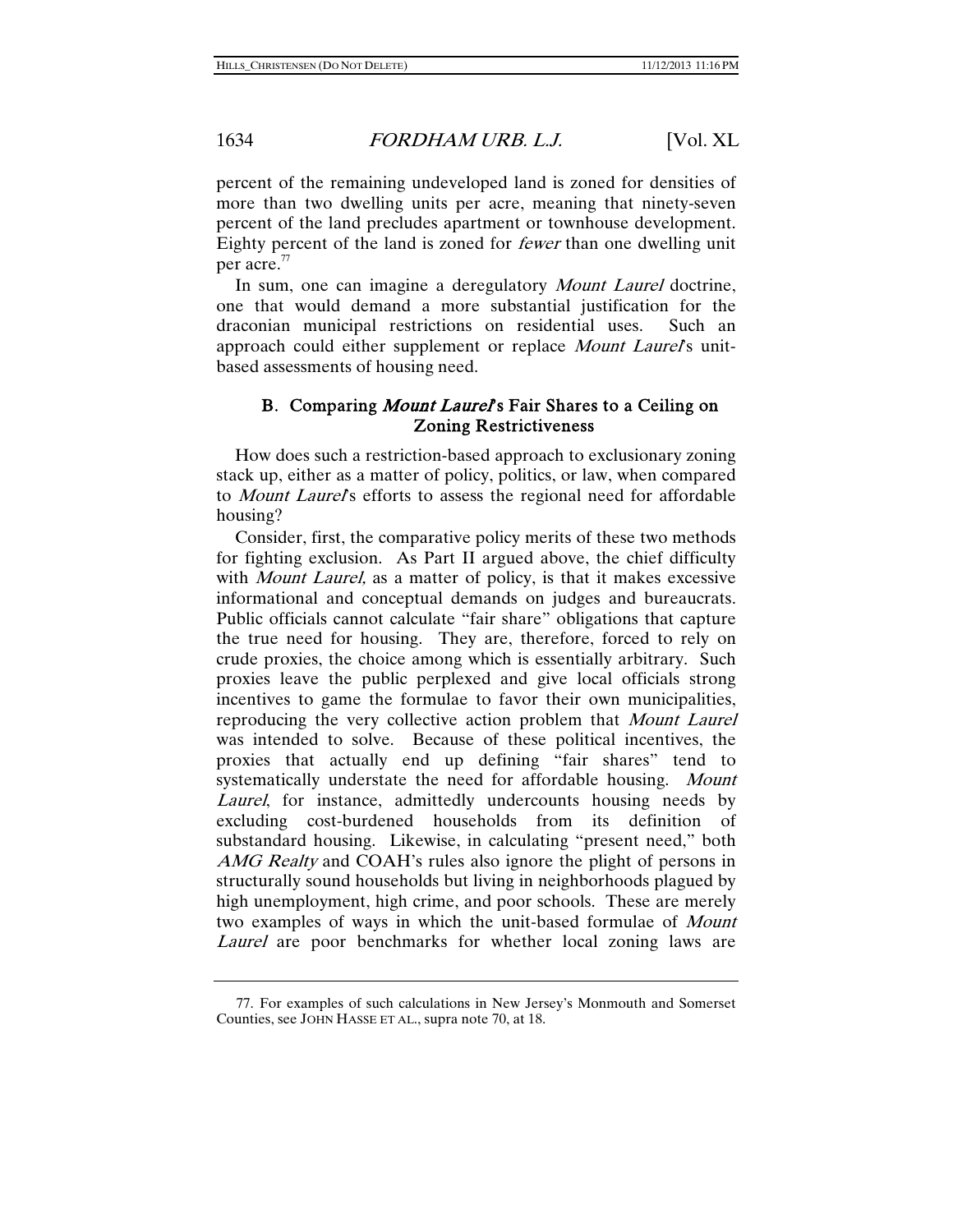percent of the remaining undeveloped land is zoned for densities of more than two dwelling units per acre, meaning that ninety-seven percent of the land precludes apartment or townhouse development. Eighty percent of the land is zoned for *fewer* than one dwelling unit per acre.[77]

In sum, one can imagine a deregulatory *Mount Laurel* doctrine, one that would demand a more substantial justification for the draconian municipal restrictions on residential uses. Such an approach could either supplement or replace *Mount Laurel*'s unit-based assessments of housing need.

### B. Comparing *Mount Laurel*'s Fair Shares to a Ceiling on Zoning Restrictiveness

How does such a restriction-based approach to exclusionary zoning stack up, either as a matter of policy, politics, or law, when compared to *Mount Laurel*'s efforts to assess the regional need for affordable housing?

Consider, first, the comparative policy merits of these two methods for fighting exclusion. As Part II argued above, the chief difficulty with *Mount Laurel,* as a matter of policy, is that it makes excessive informational and conceptual demands on judges and bureaucrats. Public officials cannot calculate "fair share" obligations that capture the true need for housing. They are, therefore, forced to rely on crude proxies, the choice among which is essentially arbitrary. Such proxies leave the public perplexed and give local officials strong incentives to game the formulae to favor their own municipalities, reproducing the very collective action problem that *Mount Laurel* was intended to solve. Because of these political incentives, the proxies that actually end up defining "fair shares" tend to systematically understate the need for affordable housing. *Mount Laurel*, for instance, admittedly undercounts housing needs by excluding cost-burdened households from its definition of substandard housing. Likewise, in calculating "present need," both *AMG Realty* and COAH's rules also ignore the plight of persons in structurally sound households but living in neighborhoods plagued by high unemployment, high crime, and poor schools. These are merely two examples of ways in which the unit-based formulae of *Mount Laurel* are poor benchmarks for whether local zoning laws are

---

77. For examples of such calculations in New Jersey's Monmouth and Somerset Counties, see JOHN HASSE ET AL., supra note 70, at 18.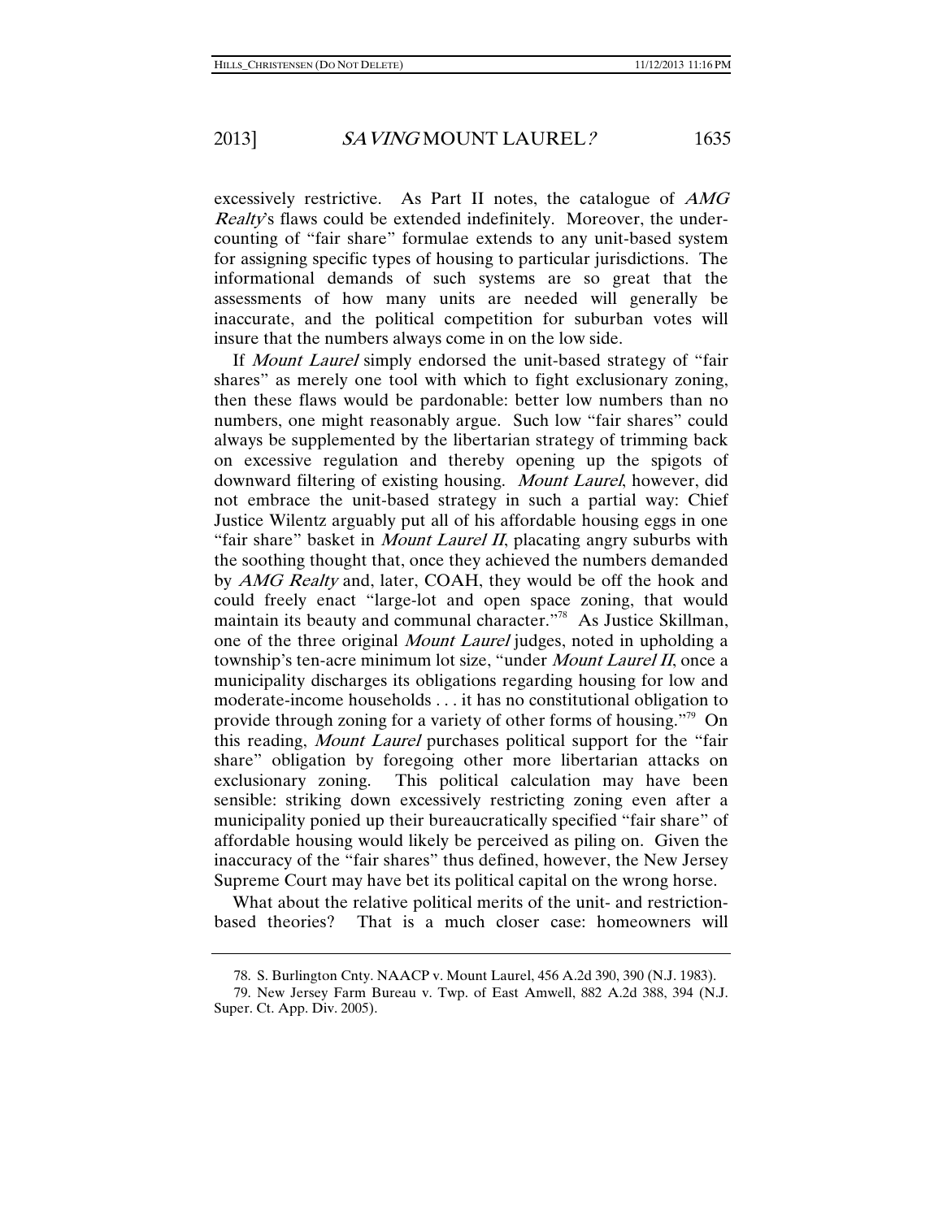excessively restrictive. As Part II notes, the catalogue of *AMG Realty*'s flaws could be extended indefinitely. Moreover, the under-counting of "fair share" formulae extends to any unit-based system for assigning specific types of housing to particular jurisdictions. The informational demands of such systems are so great that the assessments of how many units are needed will generally be inaccurate, and the political competition for suburban votes will insure that the numbers always come in on the low side.

If *Mount Laurel* simply endorsed the unit-based strategy of "fair shares" as merely one tool with which to fight exclusionary zoning, then these flaws would be pardonable: better low numbers than no numbers, one might reasonably argue. Such low "fair shares" could always be supplemented by the libertarian strategy of trimming back on excessive regulation and thereby opening up the spigots of downward filtering of existing housing. *Mount Laurel*, however, did not embrace the unit-based strategy in such a partial way: Chief Justice Wilentz arguably put all of his affordable housing eggs in one "fair share" basket in *Mount Laurel II*, placating angry suburbs with the soothing thought that, once they achieved the numbers demanded by *AMG Realty* and, later, COAH, they would be off the hook and could freely enact "large-lot and open space zoning, that would maintain its beauty and communal character."[78] As Justice Skillman, one of the three original *Mount Laurel* judges, noted in upholding a township's ten-acre minimum lot size, "under *Mount Laurel II*, once a municipality discharges its obligations regarding housing for low and moderate-income households . . . it has no constitutional obligation to provide through zoning for a variety of other forms of housing."[79] On this reading, *Mount Laurel* purchases political support for the "fair share" obligation by foregoing other more libertarian attacks on exclusionary zoning. This political calculation may have been sensible: striking down excessively restricting zoning even after a municipality ponied up their bureaucratically specified "fair share" of affordable housing would likely be perceived as piling on. Given the inaccuracy of the "fair shares" thus defined, however, the New Jersey Supreme Court may have bet its political capital on the wrong horse.

What about the relative political merits of the unit- and restriction-based theories? That is a much closer case: homeowners will

---

78. S. Burlington Cnty. NAACP v. Mount Laurel, 456 A.2d 390, 390 (N.J. 1983).

79. New Jersey Farm Bureau v. Twp. of East Amwell, 882 A.2d 388, 394 (N.J. Super. Ct. App. Div. 2005).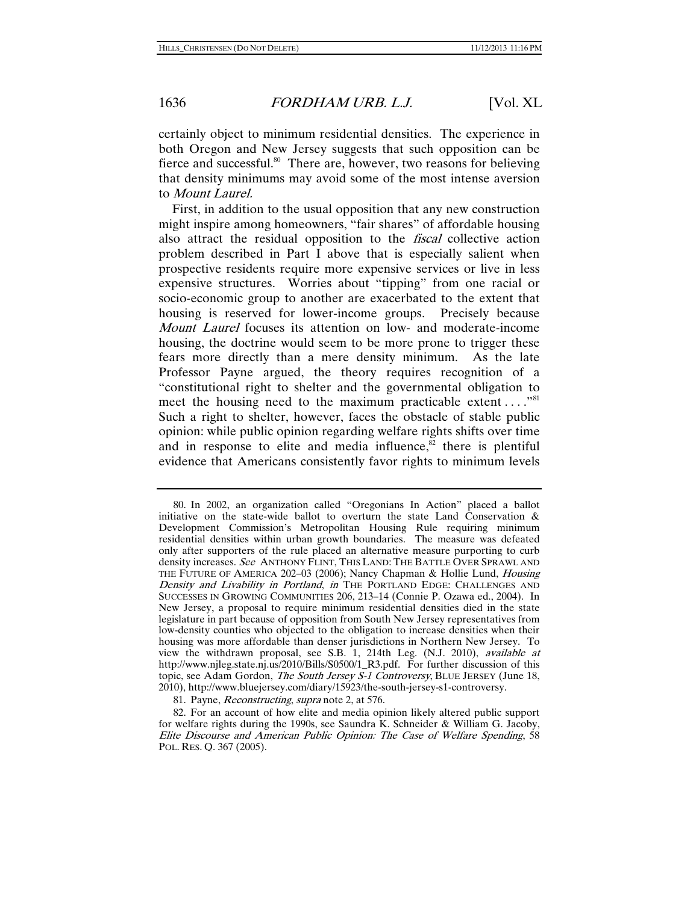certainly object to minimum residential densities. The experience in both Oregon and New Jersey suggests that such opposition can be fierce and successful.[80] There are, however, two reasons for believing that density minimums may avoid some of the most intense aversion to *Mount Laurel*.

First, in addition to the usual opposition that any new construction might inspire among homeowners, "fair shares" of affordable housing also attract the residual opposition to the *fiscal* collective action problem described in Part I above that is especially salient when prospective residents require more expensive services or live in less expensive structures. Worries about "tipping" from one racial or socio-economic group to another are exacerbated to the extent that housing is reserved for lower-income groups. Precisely because *Mount Laurel* focuses its attention on low- and moderate-income housing, the doctrine would seem to be more prone to trigger these fears more directly than a mere density minimum. As the late Professor Payne argued, the theory requires recognition of a "constitutional right to shelter and the governmental obligation to meet the housing need to the maximum practicable extent . . . ."[81] Such a right to shelter, however, faces the obstacle of stable public opinion: while public opinion regarding welfare rights shifts over time and in response to elite and media influence,[82] there is plentiful evidence that Americans consistently favor rights to minimum levels

---

80. In 2002, an organization called "Oregonians In Action" placed a ballot initiative on the state-wide ballot to overturn the state Land Conservation & Development Commission's Metropolitan Housing Rule requiring minimum residential densities within urban growth boundaries. The measure was defeated only after supporters of the rule placed an alternative measure purporting to curb density increases. *See* ANTHONY FLINT, THIS LAND: THE BATTLE OVER SPRAWL AND THE FUTURE OF AMERICA 202–03 (2006); Nancy Chapman & Hollie Lund, *Housing Density and Livability in Portland*, *in* THE PORTLAND EDGE: CHALLENGES AND SUCCESSES IN GROWING COMMUNITIES 206, 213–14 (Connie P. Ozawa ed., 2004). In New Jersey, a proposal to require minimum residential densities died in the state legislature in part because of opposition from South New Jersey representatives from low-density counties who objected to the obligation to increase densities when their housing was more affordable than denser jurisdictions in Northern New Jersey. To view the withdrawn proposal, see S.B. 1, 214th Leg. (N.J. 2010), *available at* http://www.njleg.state.nj.us/2010/Bills/S0500/1_R3.pdf. For further discussion of this topic, see Adam Gordon, *The South Jersey S-1 Controversy*, BLUE JERSEY (June 18, 2010), http://www.bluejersey.com/diary/15923/the-south-jersey-s1-controversy.

81. Payne, *Reconstructing*, *supra* note 2, at 576.

82. For an account of how elite and media opinion likely altered public support for welfare rights during the 1990s, see Saundra K. Schneider & William G. Jacoby, *Elite Discourse and American Public Opinion: The Case of Welfare Spending*, 58 POL. RES. Q. 367 (2005).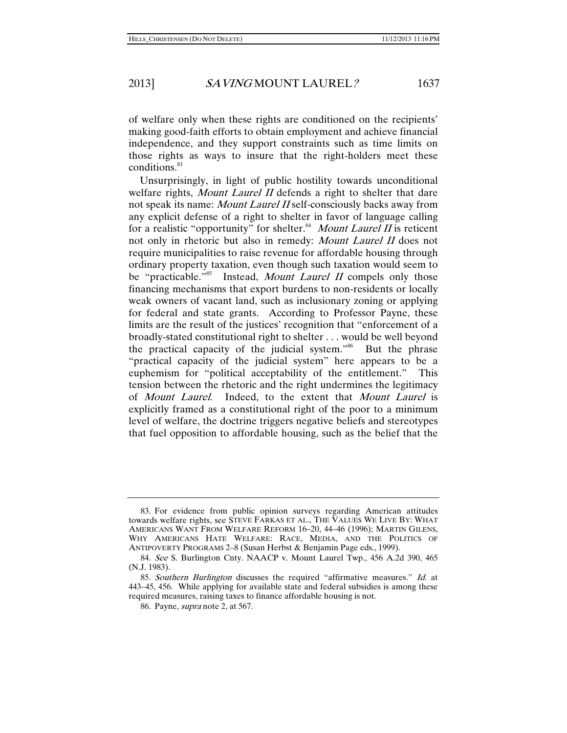of welfare only when these rights are conditioned on the recipients' making good-faith efforts to obtain employment and achieve financial independence, and they support constraints such as time limits on those rights as ways to insure that the right-holders meet these conditions.[83]

Unsurprisingly, in light of public hostility towards unconditional welfare rights, *Mount Laurel II* defends a right to shelter that dare not speak its name: *Mount Laurel II* self-consciously backs away from any explicit defense of a right to shelter in favor of language calling for a realistic "opportunity" for shelter.[84] *Mount Laurel II* is reticent not only in rhetoric but also in remedy: *Mount Laurel II* does not require municipalities to raise revenue for affordable housing through ordinary property taxation, even though such taxation would seem to be "practicable."[85] Instead, *Mount Laurel II* compels only those financing mechanisms that export burdens to non-residents or locally weak owners of vacant land, such as inclusionary zoning or applying for federal and state grants. According to Professor Payne, these limits are the result of the justices' recognition that "enforcement of a broadly-stated constitutional right to shelter . . . would be well beyond the practical capacity of the judicial system."[86] But the phrase "practical capacity of the judicial system" here appears to be a euphemism for "political acceptability of the entitlement." This tension between the rhetoric and the right undermines the legitimacy of *Mount Laurel*. Indeed, to the extent that *Mount Laurel* is explicitly framed as a constitutional right of the poor to a minimum level of welfare, the doctrine triggers negative beliefs and stereotypes that fuel opposition to affordable housing, such as the belief that the

---

83. For evidence from public opinion surveys regarding American attitudes towards welfare rights, see STEVE FARKAS ET AL., THE VALUES WE LIVE BY: WHAT AMERICANS WANT FROM WELFARE REFORM 16–20, 44–46 (1996); MARTIN GILENS, WHY AMERICANS HATE WELFARE: RACE, MEDIA, AND THE POLITICS OF ANTIPOVERTY PROGRAMS 2–8 (Susan Herbst & Benjamin Page eds., 1999).

84. *See* S. Burlington Cnty. NAACP v. Mount Laurel Twp., 456 A.2d 390, 465 (N.J. 1983).

85. *Southern Burlington* discusses the required "affirmative measures." *Id.* at 443–45, 456. While applying for available state and federal subsidies is among these required measures, raising taxes to finance affordable housing is not.

86. Payne, *supra* note 2, at 567.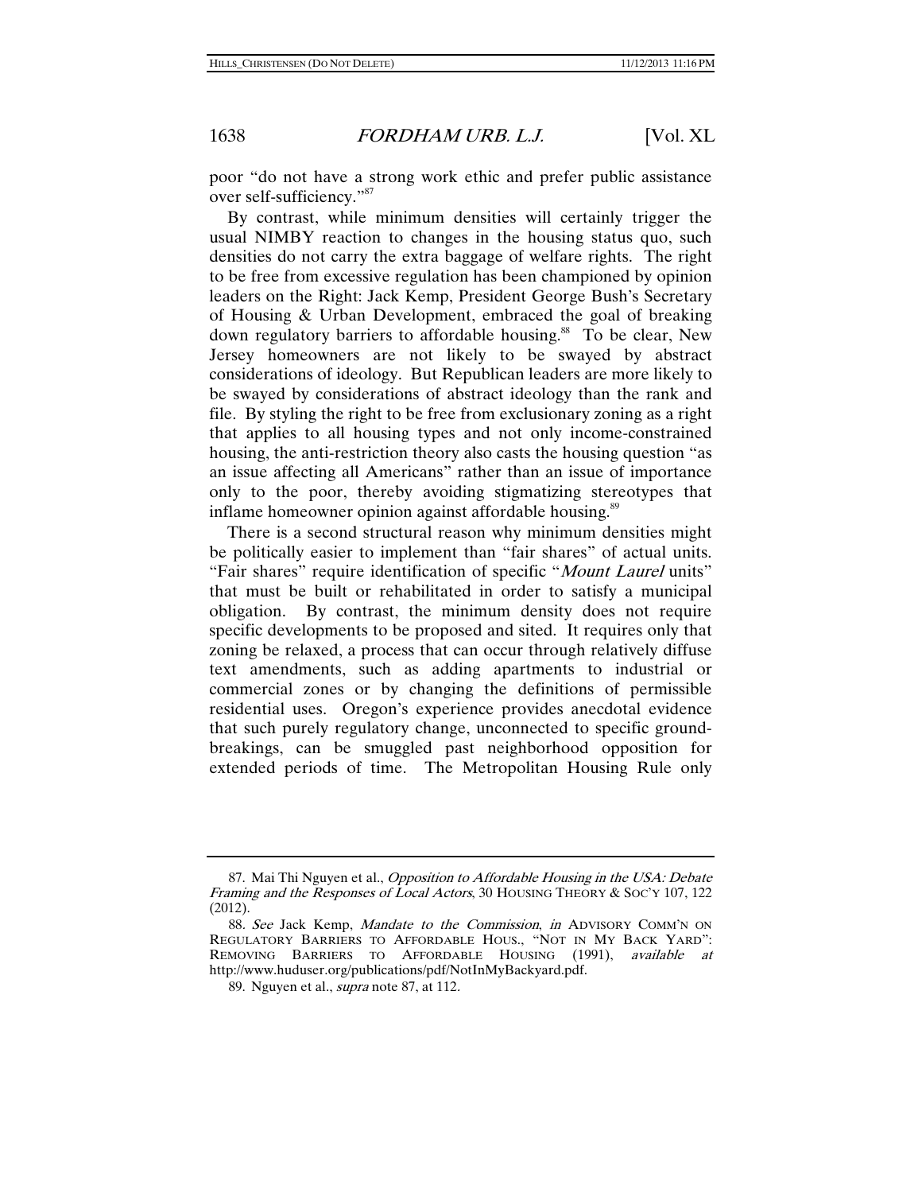poor "do not have a strong work ethic and prefer public assistance over self-sufficiency."[87]

By contrast, while minimum densities will certainly trigger the usual NIMBY reaction to changes in the housing status quo, such densities do not carry the extra baggage of welfare rights. The right to be free from excessive regulation has been championed by opinion leaders on the Right: Jack Kemp, President George Bush's Secretary of Housing & Urban Development, embraced the goal of breaking down regulatory barriers to affordable housing.[88] To be clear, New Jersey homeowners are not likely to be swayed by abstract considerations of ideology. But Republican leaders are more likely to be swayed by considerations of abstract ideology than the rank and file. By styling the right to be free from exclusionary zoning as a right that applies to all housing types and not only income-constrained housing, the anti-restriction theory also casts the housing question "as an issue affecting all Americans" rather than an issue of importance only to the poor, thereby avoiding stigmatizing stereotypes that inflame homeowner opinion against affordable housing.[89]

There is a second structural reason why minimum densities might be politically easier to implement than "fair shares" of actual units. "Fair shares" require identification of specific "*Mount Laurel* units" that must be built or rehabilitated in order to satisfy a municipal obligation. By contrast, the minimum density does not require specific developments to be proposed and sited. It requires only that zoning be relaxed, a process that can occur through relatively diffuse text amendments, such as adding apartments to industrial or commercial zones or by changing the definitions of permissible residential uses. Oregon's experience provides anecdotal evidence that such purely regulatory change, unconnected to specific ground-breakings, can be smuggled past neighborhood opposition for extended periods of time. The Metropolitan Housing Rule only

---

87. Mai Thi Nguyen et al., *Opposition to Affordable Housing in the USA: Debate Framing and the Responses of Local Actors*, 30 HOUSING THEORY & SOC'Y 107, 122 (2012).

88. *See* Jack Kemp, *Mandate to the Commission*, *in* ADVISORY COMM'N ON REGULATORY BARRIERS TO AFFORDABLE HOUS., "NOT IN MY BACK YARD": REMOVING BARRIERS TO AFFORDABLE HOUSING (1991), *available at* http://www.huduser.org/publications/pdf/NotInMyBackyard.pdf.

89. Nguyen et al., *supra* note 87, at 112.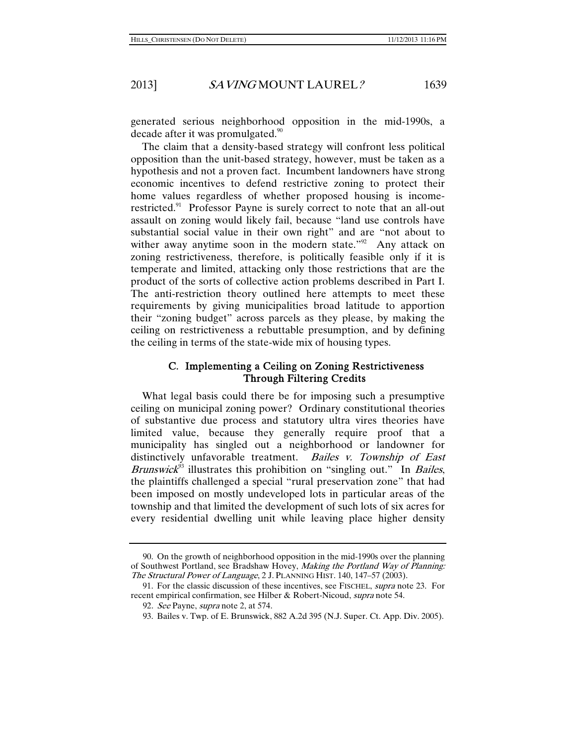generated serious neighborhood opposition in the mid-1990s, a decade after it was promulgated.[90]

The claim that a density-based strategy will confront less political opposition than the unit-based strategy, however, must be taken as a hypothesis and not a proven fact. Incumbent landowners have strong economic incentives to defend restrictive zoning to protect their home values regardless of whether proposed housing is income-restricted.[91] Professor Payne is surely correct to note that an all-out assault on zoning would likely fail, because "land use controls have substantial social value in their own right" and are "not about to wither away anytime soon in the modern state."[92] Any attack on zoning restrictiveness, therefore, is politically feasible only if it is temperate and limited, attacking only those restrictions that are the product of the sorts of collective action problems described in Part I. The anti-restriction theory outlined here attempts to meet these requirements by giving municipalities broad latitude to apportion their "zoning budget" across parcels as they please, by making the ceiling on restrictiveness a rebuttable presumption, and by defining the ceiling in terms of the state-wide mix of housing types.

### C. Implementing a Ceiling on Zoning Restrictiveness Through Filtering Credits

What legal basis could there be for imposing such a presumptive ceiling on municipal zoning power? Ordinary constitutional theories of substantive due process and statutory ultra vires theories have limited value, because they generally require proof that a municipality has singled out a neighborhood or landowner for distinctively unfavorable treatment. *Bailes v. Township of East Brunswick*[93] illustrates this prohibition on "singling out." In *Bailes*, the plaintiffs challenged a special "rural preservation zone" that had been imposed on mostly undeveloped lots in particular areas of the township and that limited the development of such lots of six acres for every residential dwelling unit while leaving place higher density

---

90. On the growth of neighborhood opposition in the mid-1990s over the planning of Southwest Portland, see Bradshaw Hovey, *Making the Portland Way of Planning: The Structural Power of Language*, 2 J. PLANNING HIST. 140, 147–57 (2003).

91. For the classic discussion of these incentives, see FISCHEL, *supra* note 23. For recent empirical confirmation, see Hilber & Robert-Nicoud, *supra* note 54.

92. *See* Payne, *supra* note 2, at 574.

93. Bailes v. Twp. of E. Brunswick, 882 A.2d 395 (N.J. Super. Ct. App. Div. 2005).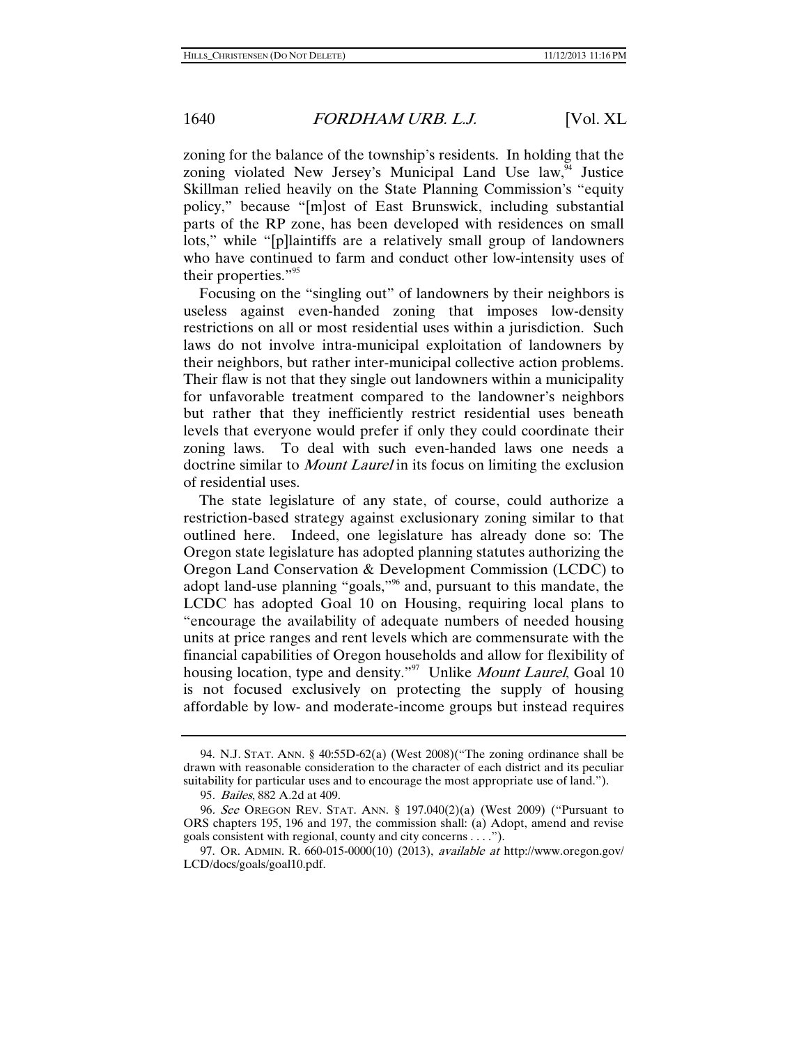zoning for the balance of the township's residents. In holding that the zoning violated New Jersey's Municipal Land Use law,[94] Justice Skillman relied heavily on the State Planning Commission's "equity policy," because "[m]ost of East Brunswick, including substantial parts of the RP zone, has been developed with residences on small lots," while "[p]laintiffs are a relatively small group of landowners who have continued to farm and conduct other low-intensity uses of their properties."[95]

Focusing on the "singling out" of landowners by their neighbors is useless against even-handed zoning that imposes low-density restrictions on all or most residential uses within a jurisdiction. Such laws do not involve intra-municipal exploitation of landowners by their neighbors, but rather inter-municipal collective action problems. Their flaw is not that they single out landowners within a municipality for unfavorable treatment compared to the landowner's neighbors but rather that they inefficiently restrict residential uses beneath levels that everyone would prefer if only they could coordinate their zoning laws. To deal with such even-handed laws one needs a doctrine similar to *Mount Laurel* in its focus on limiting the exclusion of residential uses.

The state legislature of any state, of course, could authorize a restriction-based strategy against exclusionary zoning similar to that outlined here. Indeed, one legislature has already done so: The Oregon state legislature has adopted planning statutes authorizing the Oregon Land Conservation & Development Commission (LCDC) to adopt land-use planning "goals,"[96] and, pursuant to this mandate, the LCDC has adopted Goal 10 on Housing, requiring local plans to "encourage the availability of adequate numbers of needed housing units at price ranges and rent levels which are commensurate with the financial capabilities of Oregon households and allow for flexibility of housing location, type and density."[97] Unlike *Mount Laurel*, Goal 10 is not focused exclusively on protecting the supply of housing affordable by low- and moderate-income groups but instead requires

---

94. N.J. STAT. ANN. § 40:55D-62(a) (West 2008)("The zoning ordinance shall be drawn with reasonable consideration to the character of each district and its peculiar suitability for particular uses and to encourage the most appropriate use of land.").

95. *Bailes*, 882 A.2d at 409.

96. *See* OREGON REV. STAT. ANN. § 197.040(2)(a) (West 2009) ("Pursuant to ORS chapters 195, 196 and 197, the commission shall: (a) Adopt, amend and revise goals consistent with regional, county and city concerns . . . .").

97. OR. ADMIN. R. 660-015-0000(10) (2013), *available at* http://www.oregon.gov/LCD/docs/goals/goal10.pdf.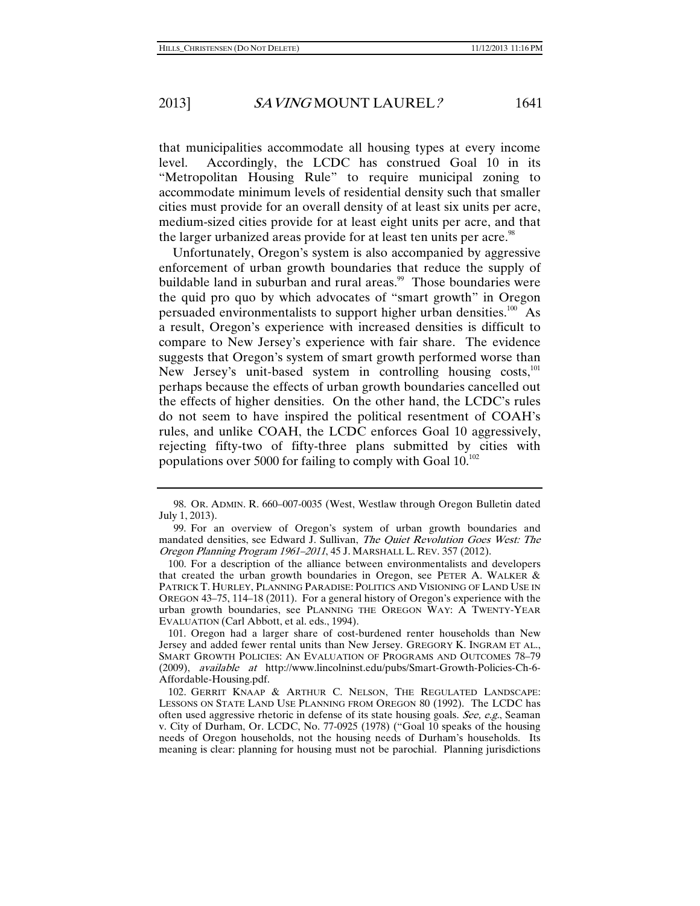that municipalities accommodate all housing types at every income level. Accordingly, the LCDC has construed Goal 10 in its "Metropolitan Housing Rule" to require municipal zoning to accommodate minimum levels of residential density such that smaller cities must provide for an overall density of at least six units per acre, medium-sized cities provide for at least eight units per acre, and that the larger urbanized areas provide for at least ten units per acre.[98]

Unfortunately, Oregon's system is also accompanied by aggressive enforcement of urban growth boundaries that reduce the supply of buildable land in suburban and rural areas.[99] Those boundaries were the quid pro quo by which advocates of "smart growth" in Oregon persuaded environmentalists to support higher urban densities.[100] As a result, Oregon's experience with increased densities is difficult to compare to New Jersey's experience with fair share. The evidence suggests that Oregon's system of smart growth performed worse than New Jersey's unit-based system in controlling housing costs,[101] perhaps because the effects of urban growth boundaries cancelled out the effects of higher densities. On the other hand, the LCDC's rules do not seem to have inspired the political resentment of COAH's rules, and unlike COAH, the LCDC enforces Goal 10 aggressively, rejecting fifty-two of fifty-three plans submitted by cities with populations over 5000 for failing to comply with Goal 10.[102]

---

98. OR. ADMIN. R. 660–007-0035 (West, Westlaw through Oregon Bulletin dated July 1, 2013).

99. For an overview of Oregon's system of urban growth boundaries and mandated densities, see Edward J. Sullivan, *The Quiet Revolution Goes West: The Oregon Planning Program 1961–2011*, 45 J. MARSHALL L. REV. 357 (2012).

100. For a description of the alliance between environmentalists and developers that created the urban growth boundaries in Oregon, see PETER A. WALKER & PATRICK T. HURLEY, PLANNING PARADISE: POLITICS AND VISIONING OF LAND USE IN OREGON 43–75, 114–18 (2011). For a general history of Oregon's experience with the urban growth boundaries, see PLANNING THE OREGON WAY: A TWENTY-YEAR EVALUATION (Carl Abbott, et al. eds., 1994).

101. Oregon had a larger share of cost-burdened renter households than New Jersey and added fewer rental units than New Jersey. GREGORY K. INGRAM ET AL., SMART GROWTH POLICIES: AN EVALUATION OF PROGRAMS AND OUTCOMES 78–79 (2009), *available at* http://www.lincolninst.edu/pubs/Smart-Growth-Policies-Ch-6-Affordable-Housing.pdf.

102. GERRIT KNAAP & ARTHUR C. NELSON, THE REGULATED LANDSCAPE: LESSONS ON STATE LAND USE PLANNING FROM OREGON 80 (1992). The LCDC has often used aggressive rhetoric in defense of its state housing goals. *See, e.g.*, Seaman v. City of Durham, Or. LCDC, No. 77-0925 (1978) ("Goal 10 speaks of the housing needs of Oregon households, not the housing needs of Durham's households. Its meaning is clear: planning for housing must not be parochial. Planning jurisdictions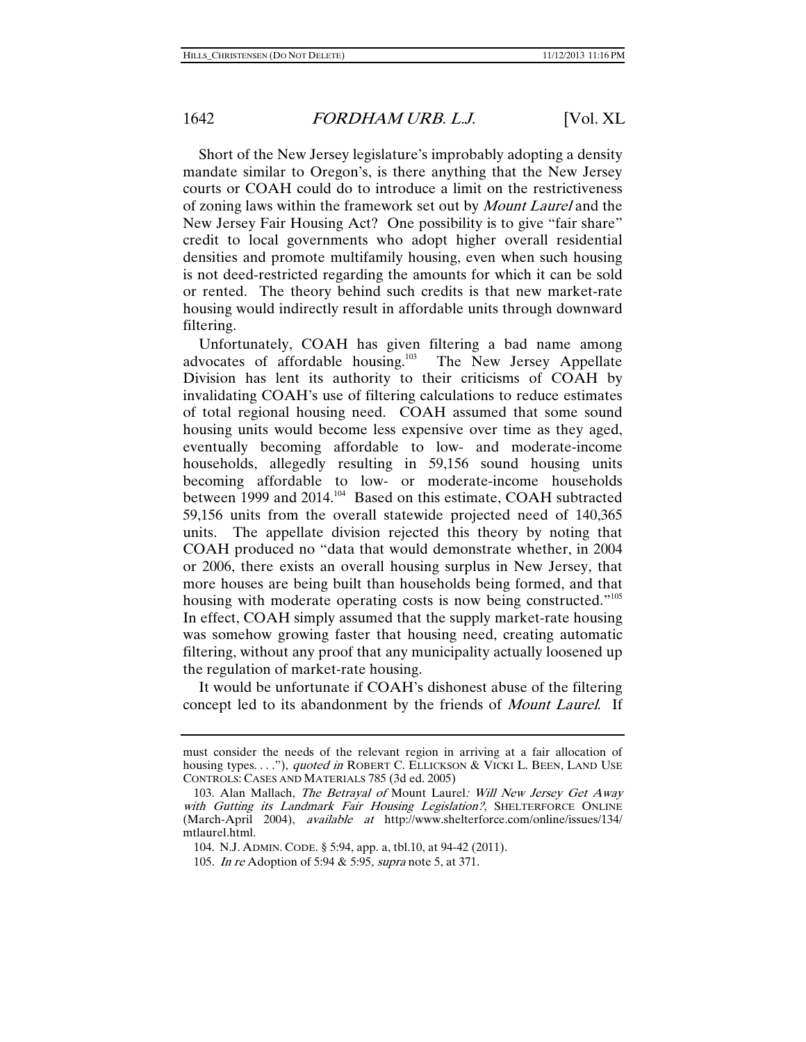Short of the New Jersey legislature's improbably adopting a density mandate similar to Oregon's, is there anything that the New Jersey courts or COAH could do to introduce a limit on the restrictiveness of zoning laws within the framework set out by *Mount Laurel* and the New Jersey Fair Housing Act? One possibility is to give "fair share" credit to local governments who adopt higher overall residential densities and promote multifamily housing, even when such housing is not deed-restricted regarding the amounts for which it can be sold or rented. The theory behind such credits is that new market-rate housing would indirectly result in affordable units through downward filtering.

Unfortunately, COAH has given filtering a bad name among advocates of affordable housing.[103] The New Jersey Appellate Division has lent its authority to their criticisms of COAH by invalidating COAH's use of filtering calculations to reduce estimates of total regional housing need. COAH assumed that some sound housing units would become less expensive over time as they aged, eventually becoming affordable to low- and moderate-income households, allegedly resulting in 59,156 sound housing units becoming affordable to low- or moderate-income households between 1999 and 2014.[104] Based on this estimate, COAH subtracted 59,156 units from the overall statewide projected need of 140,365 units. The appellate division rejected this theory by noting that COAH produced no "data that would demonstrate whether, in 2004 or 2006, there exists an overall housing surplus in New Jersey, that more houses are being built than households being formed, and that housing with moderate operating costs is now being constructed."[105] In effect, COAH simply assumed that the supply market-rate housing was somehow growing faster that housing need, creating automatic filtering, without any proof that any municipality actually loosened up the regulation of market-rate housing.

It would be unfortunate if COAH's dishonest abuse of the filtering concept led to its abandonment by the friends of *Mount Laurel*. If

---

must consider the needs of the relevant region in arriving at a fair allocation of housing types. . . ."), *quoted in* ROBERT C. ELLICKSON & VICKI L. BEEN, LAND USE CONTROLS: CASES AND MATERIALS 785 (3d ed. 2005)

103. Alan Mallach, *The Betrayal of* Mount Laurel*: Will New Jersey Get Away with Gutting its Landmark Fair Housing Legislation?*, SHELTERFORCE ONLINE (March-April 2004), *available at* http://www.shelterforce.com/online/issues/134/mtlaurel.html.

104. N.J. ADMIN. CODE. § 5:94, app. a, tbl.10, at 94-42 (2011).

105. *In re* Adoption of 5:94 & 5:95, *supra* note 5, at 371.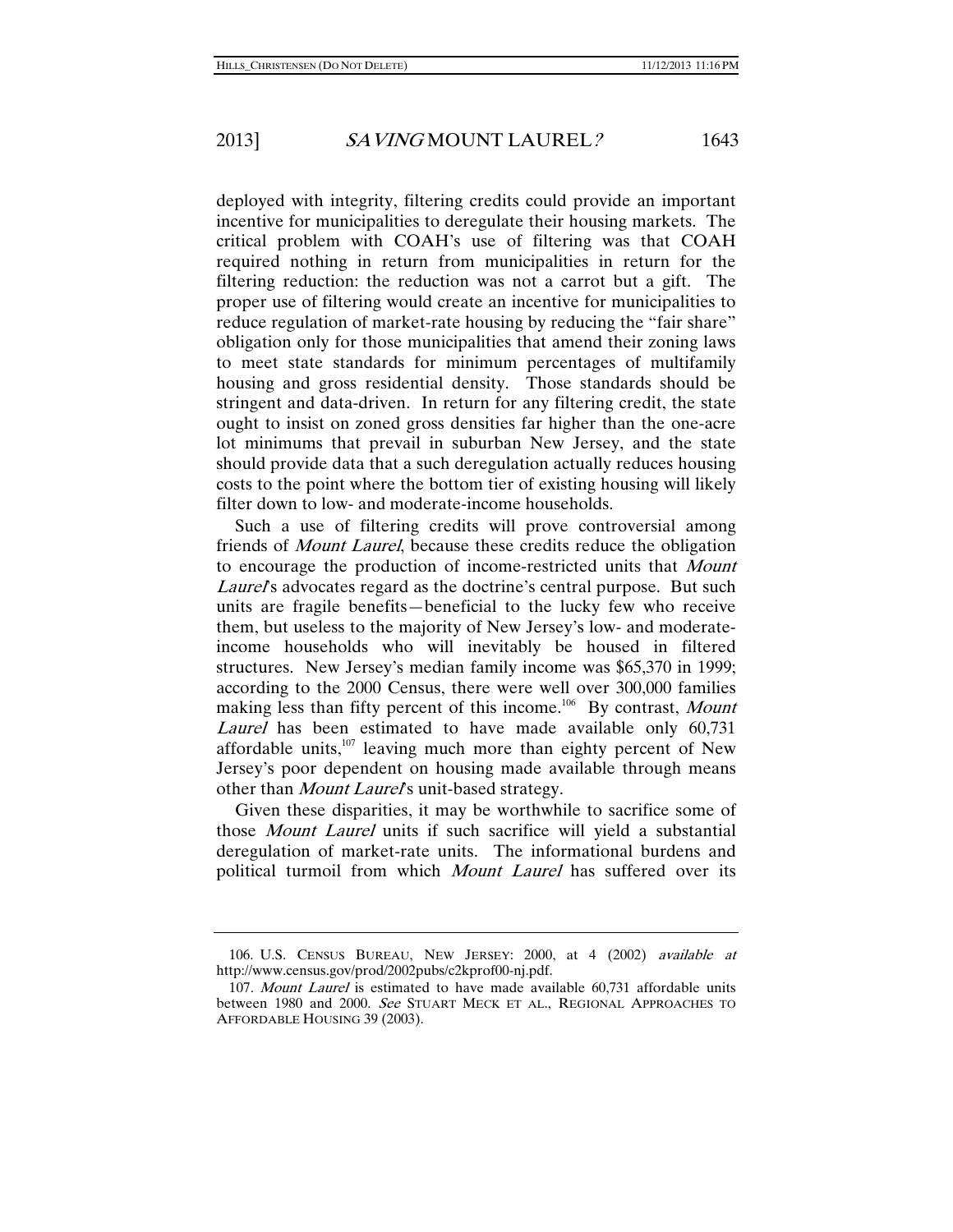deployed with integrity, filtering credits could provide an important incentive for municipalities to deregulate their housing markets. The critical problem with COAH's use of filtering was that COAH required nothing in return from municipalities in return for the filtering reduction: the reduction was not a carrot but a gift. The proper use of filtering would create an incentive for municipalities to reduce regulation of market-rate housing by reducing the "fair share" obligation only for those municipalities that amend their zoning laws to meet state standards for minimum percentages of multifamily housing and gross residential density. Those standards should be stringent and data-driven. In return for any filtering credit, the state ought to insist on zoned gross densities far higher than the one-acre lot minimums that prevail in suburban New Jersey, and the state should provide data that a such deregulation actually reduces housing costs to the point where the bottom tier of existing housing will likely filter down to low- and moderate-income households.

Such a use of filtering credits will prove controversial among friends of *Mount Laurel*, because these credits reduce the obligation to encourage the production of income-restricted units that *Mount Laurel*'s advocates regard as the doctrine's central purpose. But such units are fragile benefits—beneficial to the lucky few who receive them, but useless to the majority of New Jersey's low- and moderate-income households who will inevitably be housed in filtered structures. New Jersey's median family income was $65,370 in 1999; according to the 2000 Census, there were well over 300,000 families making less than fifty percent of this income.[106] By contrast, *Mount Laurel* has been estimated to have made available only 60,731 affordable units,[107] leaving much more than eighty percent of New Jersey's poor dependent on housing made available through means other than *Mount Laurel*'s unit-based strategy.

Given these disparities, it may be worthwhile to sacrifice some of those *Mount Laurel* units if such sacrifice will yield a substantial deregulation of market-rate units. The informational burdens and political turmoil from which *Mount Laurel* has suffered over its

---

106. U.S. CENSUS BUREAU, NEW JERSEY: 2000, at 4 (2002) *available at* http://www.census.gov/prod/2002pubs/c2kprof00-nj.pdf.

107. *Mount Laurel* is estimated to have made available 60,731 affordable units between 1980 and 2000. *See* STUART MECK ET AL., REGIONAL APPROACHES TO AFFORDABLE HOUSING 39 (2003).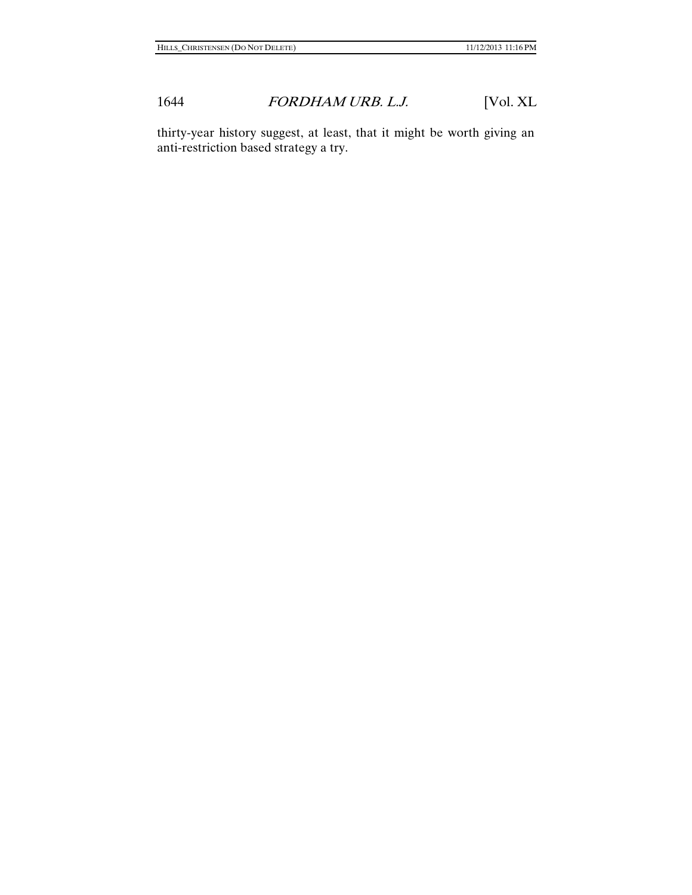thirty-year history suggest, at least, that it might be worth giving an anti-restriction based strategy a try.